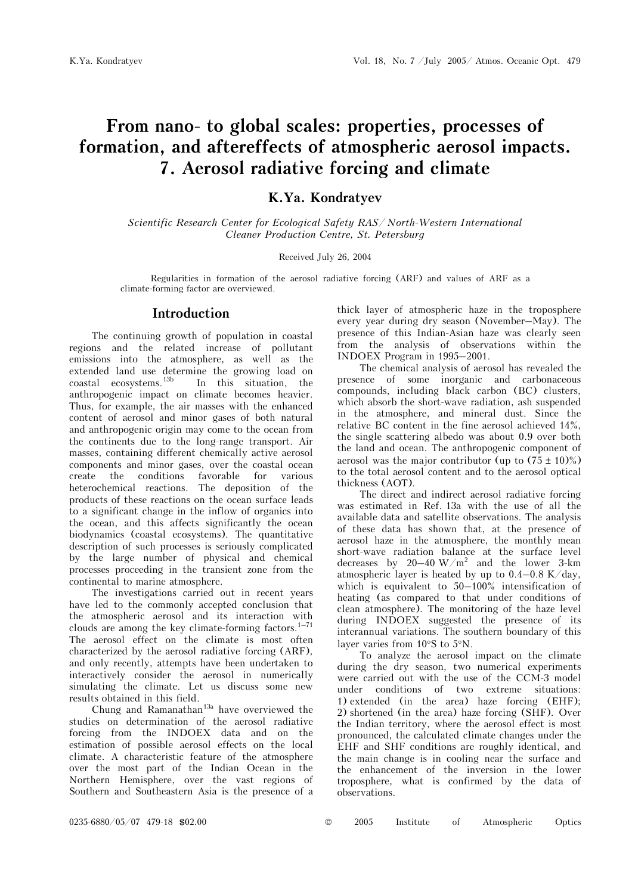# From nano- to global scales: properties, processes of formation, and aftereffects of atmospheric aerosol impacts. 7. Aerosol radiative forcing and climate

## K.Ya. Kondratyev

*Scientific Research Center for Ecological Safety RAS/ North-Western International Cleaner Production Centre, St. Petersburg*

Received July 26, 2004

Regularities in formation of the aerosol radiative forcing (ARF) and values of ARF as a climate-forming factor are overviewed.

## Introduction

The continuing growth of population in coastal regions and the related increase of pollutant emissions into the atmosphere, as well as the extended land use determine the growing load on coastal ecosystems.[13b] In this situation, the anthropogenic impact on climate becomes heavier. Thus, for example, the air masses with the enhanced content of aerosol and minor gases of both natural and anthropogenic origin may come to the ocean from the continents due to the long-range transport. Air masses, containing different chemically active aerosol components and minor gases, over the coastal ocean create the conditions favorable for various heterochemical reactions. The deposition of the products of these reactions on the ocean surface leads to a significant change in the inflow of organics into the ocean, and this affects significantly the ocean biodynamics (coastal ecosystems). The quantitative description of such processes is seriously complicated by the large number of physical and chemical processes proceeding in the transient zone from the continental to marine atmosphere.

The investigations carried out in recent years have led to the commonly accepted conclusion that the atmospheric aerosol and its interaction with clouds are among the key climate-forming factors.[1–71] The aerosol effect on the climate is most often characterized by the aerosol radiative forcing (ARF), and only recently, attempts have been undertaken to interactively consider the aerosol in numerically simulating the climate. Let us discuss some new results obtained in this field.

Chung and Ramanathan[13a] have overviewed the studies on determination of the aerosol radiative forcing from the INDOEX data and on the estimation of possible aerosol effects on the local climate. A characteristic feature of the atmosphere over the most part of the Indian Ocean in the Northern Hemisphere, over the vast regions of Southern and Southeastern Asia is the presence of a thick layer of atmospheric haze in the troposphere every year during dry season (November–May). The presence of this Indian-Asian haze was clearly seen from the analysis of observations within the INDOEX Program in 1995–2001.

The chemical analysis of aerosol has revealed the presence of some inorganic and carbonaceous compounds, including black carbon (BC) clusters, which absorb the short-wave radiation, ash suspended in the atmosphere, and mineral dust. Since the relative BC content in the fine aerosol achieved 14%, the single scattering albedo was about 0.9 over both the land and ocean. The anthropogenic component of aerosol was the major contributor (up to $(75 \pm 10)\%$) to the total aerosol content and to the aerosol optical thickness (AOT).

The direct and indirect aerosol radiative forcing was estimated in Ref. 13a with the use of all the available data and satellite observations. The analysis of these data has shown that, at the presence of aerosol haze in the atmosphere, the monthly mean short-wave radiation balance at the surface level decreases by 20–40 $W/m^2$ and the lower 3-km atmospheric layer is heated by up to 0.4–0.8 K/day, which is equivalent to 50–100% intensification of heating (as compared to that under conditions of clean atmosphere). The monitoring of the haze level during INDOEX suggested the presence of its interannual variations. The southern boundary of this layer varies from 10°S to 5°N.

To analyze the aerosol impact on the climate during the dry season, two numerical experiments were carried out with the use of the CCM-3 model under conditions of two extreme situations: 1) extended (in the area) haze forcing (EHF); 2) shortened (in the area) haze forcing (SHF). Over the Indian territory, where the aerosol effect is most pronounced, the calculated climate changes under the EHF and SHF conditions are roughly identical, and the main change is in cooling near the surface and the enhancement of the inversion in the lower troposphere, what is confirmed by the data of observations.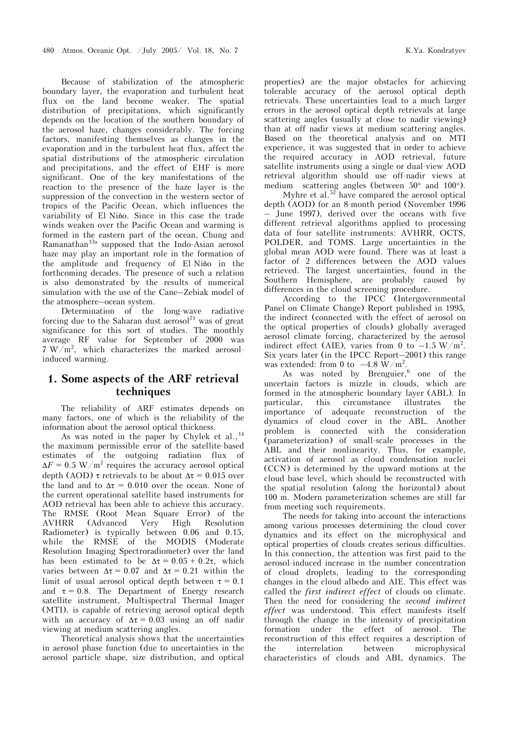Because of stabilization of the atmospheric boundary layer, the evaporation and turbulent heat flux on the land become weaker. The spatial distribution of precipitations, which significantly depends on the location of the southern boundary of the aerosol haze, changes considerably. The forcing factors, manifesting themselves as changes in the evaporation and in the turbulent heat flux, affect the spatial distributions of the atmospheric circulation and precipitations, and the effect of EHF is more significant. One of the key manifestations of the reaction to the presence of the haze layer is the suppression of the convection in the western sector of tropics of the Pacific Ocean, which influences the variability of El Niño. Since in this case the trade winds weaken over the Pacific Ocean and warming is formed in the eastern part of the ocean, Chung and Ramanathan[13a] supposed that the Indo-Asian aerosol haze may play an important role in the formation of the amplitude and frequency of El Niño in the forthcoming decades. The presence of such a relation is also demonstrated by the results of numerical simulation with the use of the Cane–Zebiak model of the atmosphere–ocean system.

Determination of the long-wave radiative forcing due to the Saharan dust aerosol[71] was of great significance for this sort of studies. The monthly average RF value for September of 2000 was 7 W/m$^2$, which characterizes the marked aerosol-induced warming.

## 1. Some aspects of the ARF retrieval techniques

The reliability of ARF estimates depends on many factors, one of which is the reliability of the information about the aerosol optical thickness.

As was noted in the paper by Chylek et al.,[14] the maximum permissible error of the satellite-based estimates of the outgoing radiation flux of $\Delta F = 0.5$ W/m$^2$ requires the accuracy aerosol optical depth (AOD) $\tau$ retrievals to be about $\Delta\tau = 0.015$ over the land and to $\Delta\tau = 0.010$ over the ocean. None of the current operational satellite based instruments for AOD retrieval has been able to achieve this accuracy. The RMSE (Root Mean Square Error) of the AVHRR (Advanced Very High Resolution Radiometer) is typically between 0.06 and 0.15, while the RMSE of the MODIS (Moderate Resolution Imaging Spectroradiometer) over the land has been estimated to be $\Delta\tau = 0.05 + 0.2\tau$, which varies between $\Delta\tau = 0.07$ and $\Delta\tau = 0.21$ within the limit of usual aerosol optical depth between $\tau = 0.1$ and $\tau = 0.8$. The Department of Energy research satellite instrument, Multispectral Thermal Imager (MTI), is capable of retrieving aerosol optical depth with an accuracy of $\Delta\tau = 0.03$ using an off nadir viewing at medium scattering angles.

Theoretical analysis shows that the uncertainties in aerosol phase function (due to uncertainties in the aerosol particle shape, size distribution, and optical properties) are the major obstacles for achieving tolerable accuracy of the aerosol optical depth retrievals. These uncertainties lead to a much larger errors in the aerosol optical depth retrievals at large scattering angles (usually at close to nadir viewing) than at off nadir views at medium scattering angles. Based on the theoretical analysis and on MTI experience, it was suggested that in order to achieve the required accuracy in AOD retrieval, future satellite instruments using a single or dual-view AOD retrieval algorithm should use off-nadir views at medium scattering angles (between 50° and 100°).

Myhre et al.[52] have compared the aerosol optical depth (AOD) for an 8-month period (November 1996 – June 1997), derived over the oceans with five different retrieval algorithms applied to processing data of four satellite instruments: AVHRR, OCTS, POLDER, and TOMS. Large uncertainties in the global mean AOD were found. There was at least a factor of 2 differences between the AOD values retrieved. The largest uncertainties, found in the Southern Hemisphere, are probably caused by differences in the cloud screening procedure.

According to the IPCC (Intergovernmental Panel on Climate Change) Report published in 1995, the indirect (connected with the effect of aerosol on the optical properties of clouds) globally averaged aerosol climate forcing, characterized by the aerosol indirect effect (AIE), varies from 0 to $-1.5$ W/m$^2$. Six years later (in the IPCC Report–2001) this range was extended: from 0 to $-4.8$ W/m$^2$.

As was noted by Brenguier,[6] one of the uncertain factors is mizzle in clouds, which are formed in the atmospheric boundary layer (ABL). In particular, this circumstance illustrates the importance of adequate reconstruction of the dynamics of cloud cover in the ABL. Another problem is connected with the consideration (parameterization) of small-scale processes in the ABL and their nonlinearity. Thus, for example, activation of aerosol as cloud condensation nuclei (CCN) is determined by the upward motions at the cloud base level, which should be reconstructed with the spatial resolution (along the horizontal) about 100 m. Modern parameterization schemes are still far from meeting such requirements.

The needs for taking into account the interactions among various processes determining the cloud cover dynamics and its effect on the microphysical and optical properties of clouds creates serious difficulties. In this connection, the attention was first paid to the aerosol-induced increase in the number concentration of cloud droplets, leading to the corresponding changes in the cloud albedo and AIE. This effect was called the *first indirect effect* of clouds on climate. Then the need for considering the *second indirect effect* was understood. This effect manifests itself through the change in the intensity of precipitation formation under the effect of aerosol. The reconstruction of this effect requires a description of the interrelation between microphysical characteristics of clouds and ABL dynamics. The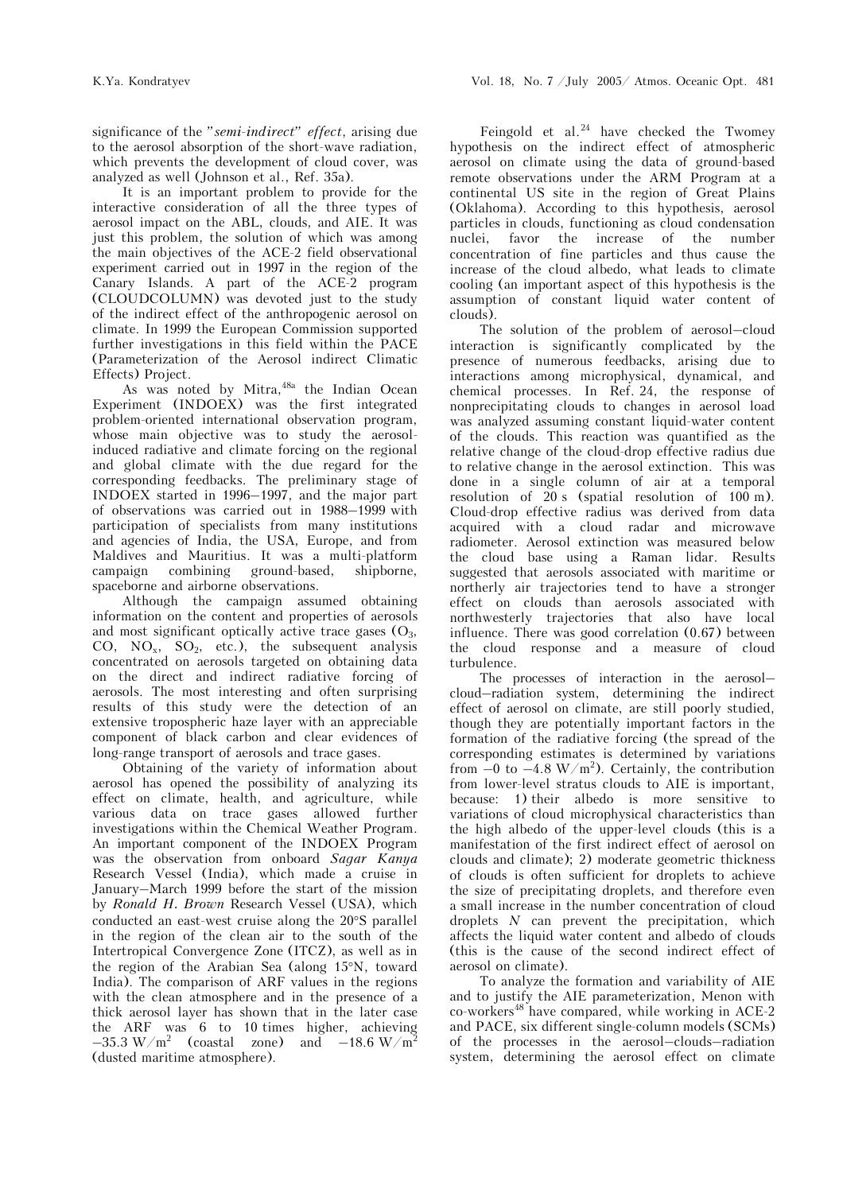significance of the "*semi-indirect*" *effect*, arising due to the aerosol absorption of the short-wave radiation, which prevents the development of cloud cover, was analyzed as well (Johnson et al., Ref. 35a).

It is an important problem to provide for the interactive consideration of all the three types of aerosol impact on the ABL, clouds, and AIE. It was just this problem, the solution of which was among the main objectives of the ACE-2 field observational experiment carried out in 1997 in the region of the Canary Islands. A part of the ACE-2 program (CLOUDCOLUMN) was devoted just to the study of the indirect effect of the anthropogenic aerosol on climate. In 1999 the European Commission supported further investigations in this field within the PACE (Parameterization of the Aerosol indirect Climatic Effects) Project.

As was noted by Mitra,[48a] the Indian Ocean Experiment (INDOEX) was the first integrated problem-oriented international observation program, whose main objective was to study the aerosol-induced radiative and climate forcing on the regional and global climate with the due regard for the corresponding feedbacks. The preliminary stage of INDOEX started in 1996–1997, and the major part of observations was carried out in 1988–1999 with participation of specialists from many institutions and agencies of India, the USA, Europe, and from Maldives and Mauritius. It was a multi-platform campaign combining ground-based, shipborne, spaceborne and airborne observations.

Although the campaign assumed obtaining information on the content and properties of aerosols and most significant optically active trace gases ($O_3$, CO, $NO_x$, $SO_2$, etc.), the subsequent analysis concentrated on aerosols targeted on obtaining data on the direct and indirect radiative forcing of aerosols. The most interesting and often surprising results of this study were the detection of an extensive tropospheric haze layer with an appreciable component of black carbon and clear evidences of long-range transport of aerosols and trace gases.

Obtaining of the variety of information about aerosol has opened the possibility of analyzing its effect on climate, health, and agriculture, while various data on trace gases allowed further investigations within the Chemical Weather Program. An important component of the INDOEX Program was the observation from onboard *Sagar Kanya* Research Vessel (India), which made a cruise in January–March 1999 before the start of the mission by *Ronald H. Brown* Research Vessel (USA), which conducted an east-west cruise along the 20°S parallel in the region of the clean air to the south of the Intertropical Convergence Zone (ITCZ), as well as in the region of the Arabian Sea (along 15°N, toward India). The comparison of ARF values in the regions with the clean atmosphere and in the presence of a thick aerosol layer has shown that in the later case the ARF was 6 to 10 times higher, achieving $-35.3$ W/m$^2$ (coastal zone) and $-18.6$ W/m$^2$ (dusted maritime atmosphere).

Feingold et al.[24] have checked the Twomey hypothesis on the indirect effect of atmospheric aerosol on climate using the data of ground-based remote observations under the ARM Program at a continental US site in the region of Great Plains (Oklahoma). According to this hypothesis, aerosol particles in clouds, functioning as cloud condensation nuclei, favor the increase of the number concentration of fine particles and thus cause the increase of the cloud albedo, what leads to climate cooling (an important aspect of this hypothesis is the assumption of constant liquid water content of clouds).

The solution of the problem of aerosol–cloud interaction is significantly complicated by the presence of numerous feedbacks, arising due to interactions among microphysical, dynamical, and chemical processes. In Ref. 24, the response of nonprecipitating clouds to changes in aerosol load was analyzed assuming constant liquid-water content of the clouds. This reaction was quantified as the relative change of the cloud-drop effective radius due to relative change in the aerosol extinction. This was done in a single column of air at a temporal resolution of 20 s (spatial resolution of 100 m). Cloud-drop effective radius was derived from data acquired with a cloud radar and microwave radiometer. Aerosol extinction was measured below the cloud base using a Raman lidar. Results suggested that aerosols associated with maritime or northerly air trajectories tend to have a stronger effect on clouds than aerosols associated with northwesterly trajectories that also have local influence. There was good correlation (0.67) between the cloud response and a measure of cloud turbulence.

The processes of interaction in the aerosol–cloud–radiation system, determining the indirect effect of aerosol on climate, are still poorly studied, though they are potentially important factors in the formation of the radiative forcing (the spread of the corresponding estimates is determined by variations from $-0$ to $-4.8$ W/m$^2$). Certainly, the contribution from lower-level stratus clouds to AIE is important, because: 1) their albedo is more sensitive to variations of cloud microphysical characteristics than the high albedo of the upper-level clouds (this is a manifestation of the first indirect effect of aerosol on clouds and climate); 2) moderate geometric thickness of clouds is often sufficient for droplets to achieve the size of precipitating droplets, and therefore even a small increase in the number concentration of cloud droplets $N$ can prevent the precipitation, which affects the liquid water content and albedo of clouds (this is the cause of the second indirect effect of aerosol on climate).

To analyze the formation and variability of AIE and to justify the AIE parameterization, Menon with co-workers[48] have compared, while working in ACE-2 and PACE, six different single-column models (SCMs) of the processes in the aerosol–clouds–radiation system, determining the aerosol effect on climate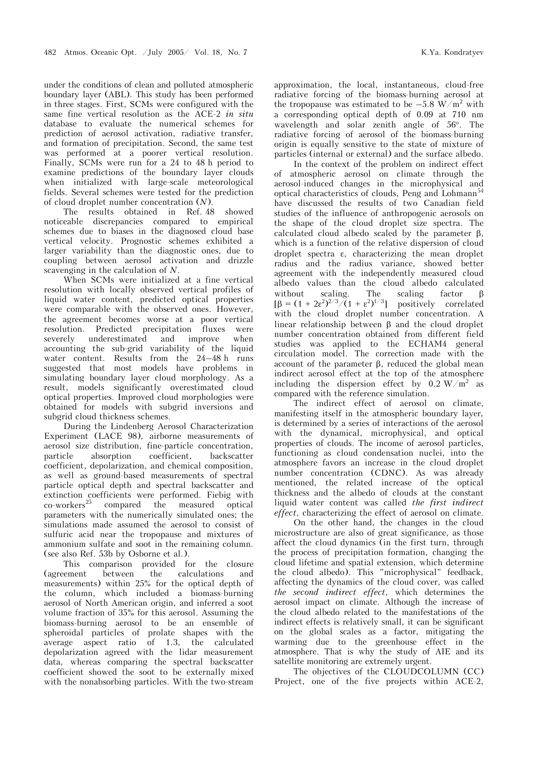under the conditions of clean and polluted atmospheric boundary layer (ABL). This study has been performed in three stages. First, SCMs were configured with the same fine vertical resolution as the ACE-2 *in situ* database to evaluate the numerical schemes for prediction of aerosol activation, radiative transfer, and formation of precipitation. Second, the same test was performed at a poorer vertical resolution. Finally, SCMs were run for a 24 to 48 h period to examine predictions of the boundary layer clouds when initialized with large-scale meteorological fields. Several schemes were tested for the prediction of cloud droplet number concentration ($N$).

The results obtained in Ref. 48 showed noticeable discrepancies compared to empirical schemes due to biases in the diagnosed cloud base vertical velocity. Prognostic schemes exhibited a larger variability than the diagnostic ones, due to coupling between aerosol activation and drizzle scavenging in the calculation of $N$.

When SCMs were initialized at a fine vertical resolution with locally observed vertical profiles of liquid water content, predicted optical properties were comparable with the observed ones. However, the agreement becomes worse at a poor vertical resolution. Predicted precipitation fluxes were severely underestimated and improve when accounting the sub-grid variability of the liquid water content. Results from the 24–48 h runs suggested that most models have problems in simulating boundary layer cloud morphology. As a result, models significantly overestimated cloud optical properties. Improved cloud morphologies were obtained for models with subgrid inversions and subgrid cloud thickness schemes.

During the Lindenberg Aerosol Characterization Experiment (LACE 98), airborne measurements of aerosol size distribution, fine-particle concentration, particle absorption coefficient, backscatter coefficient, depolarization, and chemical composition, as well as ground-based measurements of spectral particle optical depth and spectral backscatter and extinction coefficients were performed. Fiebig with co-workers[25] compared the measured optical parameters with the numerically simulated ones; the simulations made assumed the aerosol to consist of sulfuric acid near the tropopause and mixtures of ammonium sulfate and soot in the remaining column. (see also Ref. 53b by Osborne et al.).

This comparison provided for the closure (agreement between the calculations and measurements) within 25% for the optical depth of the column, which included a biomass-burning aerosol of North American origin, and inferred a soot volume fraction of 35% for this aerosol. Assuming the biomass-burning aerosol to be an ensemble of spheroidal particles of prolate shapes with the average aspect ratio of 1.3, the calculated depolarization agreed with the lidar measurement data, whereas comparing the spectral backscatter coefficient showed the soot to be externally mixed with the nonabsorbing particles. With the two-stream approximation, the local, instantaneous, cloud-free radiative forcing of the biomass-burning aerosol at the tropopause was estimated to be $-5.8$ W/m$^2$ with a corresponding optical depth of 0.09 at 710 nm wavelength and solar zenith angle of 56°. The radiative forcing of aerosol of the biomass-burning origin is equally sensitive to the state of mixture of particles (internal or external) and the surface albedo.

In the context of the problem on indirect effect of atmospheric aerosol on climate through the aerosol-induced changes in the microphysical and optical characteristics of clouds, Peng and Lohmann[54] have discussed the results of two Canadian field studies of the influence of anthropogenic aerosols on the shape of the cloud droplet size spectra. The calculated cloud albedo scaled by the parameter $\beta$, which is a function of the relative dispersion of cloud droplet spectra $\varepsilon$, characterizing the mean droplet radius and the radius variance, showed better agreement with the independently measured cloud albedo values than the cloud albedo calculated without scaling. The scaling factor $\beta$ [$\beta = (1 + 2\varepsilon^2)^{2/3}/(1 + \varepsilon^2)^{1/3}$] positively correlated with the cloud droplet number concentration. A linear relationship between $\beta$ and the cloud droplet number concentration obtained from different field studies was applied to the ECHAM4 general circulation model. The correction made with the account of the parameter $\beta$, reduced the global mean indirect aerosol effect at the top of the atmosphere including the dispersion effect by 0.2 W/m$^2$ as compared with the reference simulation.

The indirect effect of aerosol on climate, manifesting itself in the atmospheric boundary layer, is determined by a series of interactions of the aerosol with the dynamical, microphysical, and optical properties of clouds. The income of aerosol particles, functioning as cloud condensation nuclei, into the atmosphere favors an increase in the cloud droplet number concentration (CDNC). As was already mentioned, the related increase of the optical thickness and the albedo of clouds at the constant liquid water content was called *the first indirect effect*, characterizing the effect of aerosol on climate.

On the other hand, the changes in the cloud microstructure are also of great significance, as those affect the cloud dynamics (in the first turn, through the process of precipitation formation, changing the cloud lifetime and spatial extension, which determine the cloud albedo). This "microphysical" feedback, affecting the dynamics of the cloud cover, was called *the second indirect effect*, which determines the aerosol impact on climate. Although the increase of the cloud albedo related to the manifestations of the indirect effects is relatively small, it can be significant on the global scales as a factor, mitigating the warming due to the greenhouse effect in the atmosphere. That is why the study of AIE and its satellite monitoring are extremely urgent.

The objectives of the CLOUDCOLUMN (CC) Project, one of the five projects within ACE-2,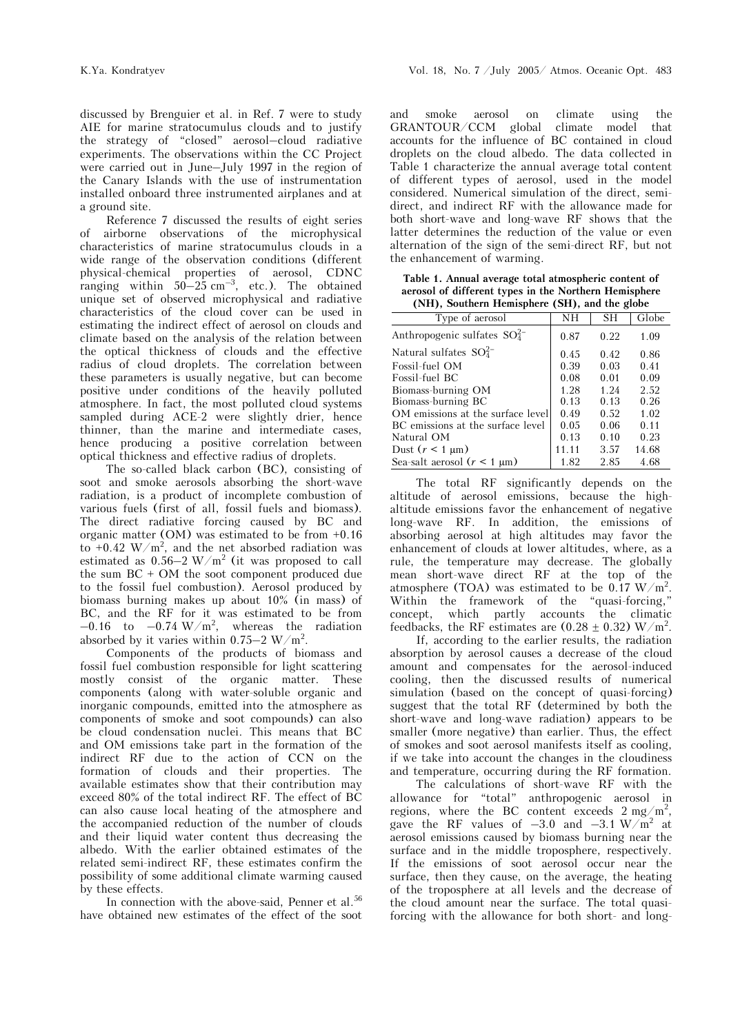discussed by Brenguier et al. in Ref. 7 were to study AIE for marine stratocumulus clouds and to justify the strategy of "closed" aerosol–cloud radiative experiments. The observations within the CC Project were carried out in June–July 1997 in the region of the Canary Islands with the use of instrumentation installed onboard three instrumented airplanes and at a ground site.

Reference 7 discussed the results of eight series of airborne observations of the microphysical characteristics of marine stratocumulus clouds in a wide range of the observation conditions (different physical-chemical properties of aerosol, CDNC ranging within 50–25 $cm^{-3}$, etc.). The obtained unique set of observed microphysical and radiative characteristics of the cloud cover can be used in estimating the indirect effect of aerosol on clouds and climate based on the analysis of the relation between the optical thickness of clouds and the effective radius of cloud droplets. The correlation between these parameters is usually negative, but can become positive under conditions of the heavily polluted atmosphere. In fact, the most polluted cloud systems sampled during ACE-2 were slightly drier, hence thinner, than the marine and intermediate cases, hence producing a positive correlation between optical thickness and effective radius of droplets.

The so-called black carbon (BC), consisting of soot and smoke aerosols absorbing the short-wave radiation, is a product of incomplete combustion of various fuels (first of all, fossil fuels and biomass). The direct radiative forcing caused by BC and organic matter (OM) was estimated to be from +0.16 to +0.42 $W/m^2$, and the net absorbed radiation was estimated as 0.56–2 $W/m^2$ (it was proposed to call the sum BC + OM the soot component produced due to the fossil fuel combustion). Aerosol produced by biomass burning makes up about 10% (in mass) of BC, and the RF for it was estimated to be from −0.16 to −0.74 $W/m^2$, whereas the radiation absorbed by it varies within 0.75–2 $W/m^2$.

Components of the products of biomass and fossil fuel combustion responsible for light scattering mostly consist of the organic matter. These components (along with water-soluble organic and inorganic compounds, emitted into the atmosphere as components of smoke and soot compounds) can also be cloud condensation nuclei. This means that BC and OM emissions take part in the formation of the indirect RF due to the action of CCN on the formation of clouds and their properties. The available estimates show that their contribution may exceed 80% of the total indirect RF. The effect of BC can also cause local heating of the atmosphere and the accompanied reduction of the number of clouds and their liquid water content thus decreasing the albedo. With the earlier obtained estimates of the related semi-indirect RF, these estimates confirm the possibility of some additional climate warming caused by these effects.

In connection with the above-said, Penner et al.[56] have obtained new estimates of the effect of the soot and smoke aerosol on climate using the GRANTOUR/CCM global climate model that accounts for the influence of BC contained in cloud droplets on the cloud albedo. The data collected in Table 1 characterize the annual average total content of different types of aerosol, used in the model considered. Numerical simulation of the direct, semi-direct, and indirect RF with the allowance made for both short-wave and long-wave RF shows that the latter determines the reduction of the value or even alternation of the sign of the semi-direct RF, but not the enhancement of warming.

**Table 1. Annual average total atmospheric content of aerosol of different types in the Northern Hemisphere (NH), Southern Hemisphere (SH), and the globe**

| Type of aerosol | NH | SH | Globe |
|---|---|---|---|
| Anthropogenic sulfates $SO_4^{2-}$ | 0.87 | 0.22 | 1.09 |
| Natural sulfates $SO_4^{2-}$ | 0.45 | 0.42 | 0.86 |
| Fossil-fuel OM | 0.39 | 0.03 | 0.41 |
| Fossil-fuel BC | 0.08 | 0.01 | 0.09 |
| Biomass-burning OM | 1.28 | 1.24 | 2.52 |
| Biomass-burning BC | 0.13 | 0.13 | 0.26 |
| OM emissions at the surface level | 0.49 | 0.52 | 1.02 |
| BC emissions at the surface level | 0.05 | 0.06 | 0.11 |
| Natural OM | 0.13 | 0.10 | 0.23 |
| Dust ($r$ < 1 μm) | 11.11 | 3.57 | 14.68 |
| Sea-salt aerosol ($r$ < 1 μm) | 1.82 | 2.85 | 4.68 |

The total RF significantly depends on the altitude of aerosol emissions, because the high-altitude emissions favor the enhancement of negative long-wave RF. In addition, the emissions of absorbing aerosol at high altitudes may favor the enhancement of clouds at lower altitudes, where, as a rule, the temperature may decrease. The globally mean short-wave direct RF at the top of the atmosphere (TOA) was estimated to be 0.17 $W/m^2$. Within the framework of the "quasi-forcing," concept, which partly accounts the climatic feedbacks, the RF estimates are (0.28 ± 0.32) $W/m^2$.

If, according to the earlier results, the radiation absorption by aerosol causes a decrease of the cloud amount and compensates for the aerosol-induced cooling, then the discussed results of numerical simulation (based on the concept of quasi-forcing) suggest that the total RF (determined by both the short-wave and long-wave radiation) appears to be smaller (more negative) than earlier. Thus, the effect of smokes and soot aerosol manifests itself as cooling, if we take into account the changes in the cloudiness and temperature, occurring during the RF formation.

The calculations of short-wave RF with the allowance for "total" anthropogenic aerosol in regions, where the BC content exceeds 2 $mg/m^2$, gave the RF values of −3.0 and −3.1 $W/m^2$ at aerosol emissions caused by biomass burning near the surface and in the middle troposphere, respectively. If the emissions of soot aerosol occur near the surface, then they cause, on the average, the heating of the troposphere at all levels and the decrease of the cloud amount near the surface. The total quasi-forcing with the allowance for both short- and long-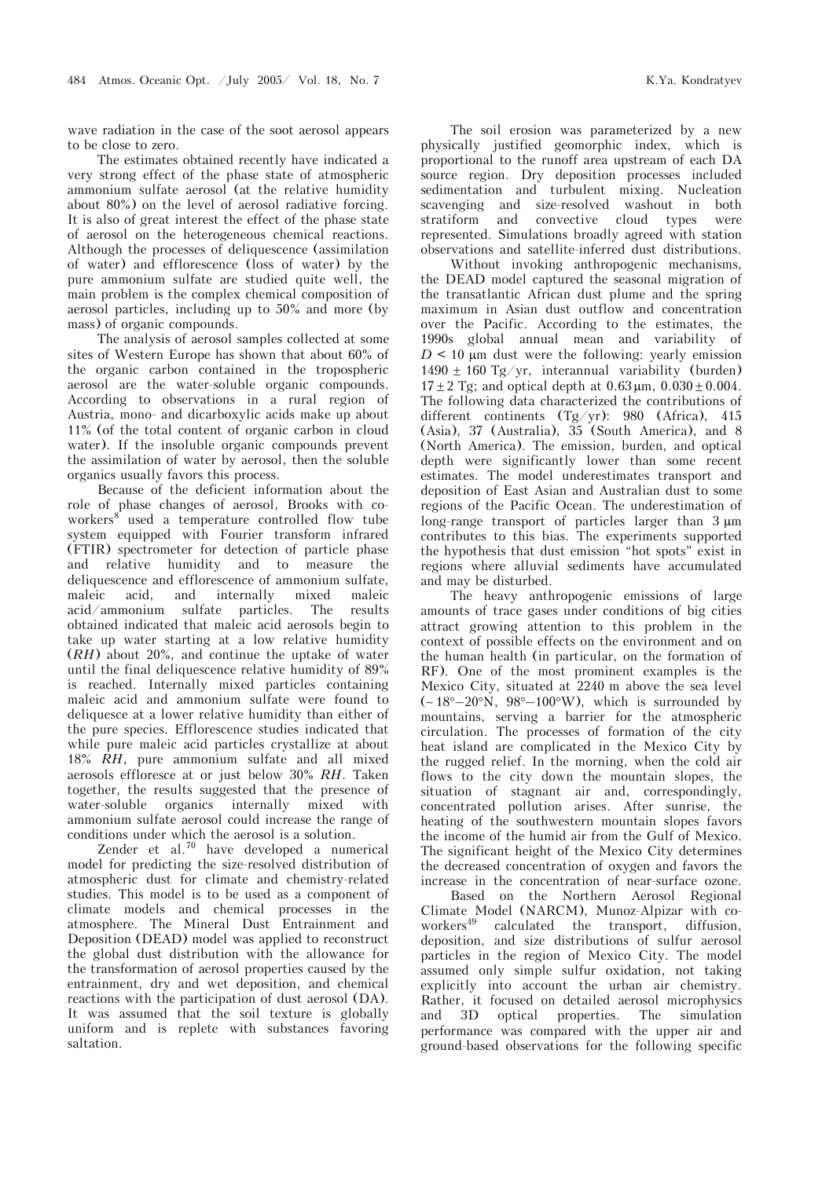wave radiation in the case of the soot aerosol appears to be close to zero.

The estimates obtained recently have indicated a very strong effect of the phase state of atmospheric ammonium sulfate aerosol (at the relative humidity about 80%) on the level of aerosol radiative forcing. It is also of great interest the effect of the phase state of aerosol on the heterogeneous chemical reactions. Although the processes of deliquescence (assimilation of water) and efflorescence (loss of water) by the pure ammonium sulfate are studied quite well, the main problem is the complex chemical composition of aerosol particles, including up to 50% and more (by mass) of organic compounds.

The analysis of aerosol samples collected at some sites of Western Europe has shown that about 60% of the organic carbon contained in the tropospheric aerosol are the water-soluble organic compounds. According to observations in a rural region of Austria, mono- and dicarboxylic acids make up about 11% (of the total content of organic carbon in cloud water). If the insoluble organic compounds prevent the assimilation of water by aerosol, then the soluble organics usually favors this process.

Because of the deficient information about the role of phase changes of aerosol, Brooks with co-workers[8] used a temperature controlled flow tube system equipped with Fourier transform infrared (FTIR) spectrometer for detection of particle phase and relative humidity and to measure the deliquescence and efflorescence of ammonium sulfate, maleic acid, and internally mixed maleic acid/ammonium sulfate particles. The results obtained indicated that maleic acid aerosols begin to take up water starting at a low relative humidity (*RH*) about 20%, and continue the uptake of water until the final deliquescence relative humidity of 89% is reached. Internally mixed particles containing maleic acid and ammonium sulfate were found to deliquesce at a lower relative humidity than either of the pure species. Efflorescence studies indicated that while pure maleic acid particles crystallize at about 18% *RH*, pure ammonium sulfate and all mixed aerosols effloresce at or just below 30% *RH*. Taken together, the results suggested that the presence of water-soluble organics internally mixed with ammonium sulfate aerosol could increase the range of conditions under which the aerosol is a solution.

Zender et al.[70] have developed a numerical model for predicting the size-resolved distribution of atmospheric dust for climate and chemistry-related studies. This model is to be used as a component of climate models and chemical processes in the atmosphere. The Mineral Dust Entrainment and Deposition (DEAD) model was applied to reconstruct the global dust distribution with the allowance for the transformation of aerosol properties caused by the entrainment, dry and wet deposition, and chemical reactions with the participation of dust aerosol (DA). It was assumed that the soil texture is globally uniform and is replete with substances favoring saltation.

The soil erosion was parameterized by a new physically justified geomorphic index, which is proportional to the runoff area upstream of each DA source region. Dry deposition processes included sedimentation and turbulent mixing. Nucleation scavenging and size-resolved washout in both stratiform and convective cloud types were represented. Simulations broadly agreed with station observations and satellite-inferred dust distributions.

Without invoking anthropogenic mechanisms, the DEAD model captured the seasonal migration of the transatlantic African dust plume and the spring maximum in Asian dust outflow and concentration over the Pacific. According to the estimates, the 1990s global annual mean and variability of $D < 10$ μm dust were the following: yearly emission $1490 \pm 160$ Tg/yr, interannual variability (burden) $17 \pm 2$ Tg; and optical depth at 0.63 μm, $0.030 \pm 0.004$. The following data characterized the contributions of different continents (Tg/yr): 980 (Africa), 415 (Asia), 37 (Australia), 35 (South America), and 8 (North America). The emission, burden, and optical depth were significantly lower than some recent estimates. The model underestimates transport and deposition of East Asian and Australian dust to some regions of the Pacific Ocean. The underestimation of long-range transport of particles larger than 3 μm contributes to this bias. The experiments supported the hypothesis that dust emission "hot spots" exist in regions where alluvial sediments have accumulated and may be disturbed.

The heavy anthropogenic emissions of large amounts of trace gases under conditions of big cities attract growing attention to this problem in the context of possible effects on the environment and on the human health (in particular, on the formation of RF). One of the most prominent examples is the Mexico City, situated at 2240 m above the sea level (~ 18°–20°N, 98°–100°W), which is surrounded by mountains, serving a barrier for the atmospheric circulation. The processes of formation of the city heat island are complicated in the Mexico City by the rugged relief. In the morning, when the cold air flows to the city down the mountain slopes, the situation of stagnant air and, correspondingly, concentrated pollution arises. After sunrise, the heating of the southwestern mountain slopes favors the income of the humid air from the Gulf of Mexico. The significant height of the Mexico City determines the decreased concentration of oxygen and favors the increase in the concentration of near-surface ozone.

Based on the Northern Aerosol Regional Climate Model (NARCM), Munoz-Alpizar with co-workers[49] calculated the transport, diffusion, deposition, and size distributions of sulfur aerosol particles in the region of Mexico City. The model assumed only simple sulfur oxidation, not taking explicitly into account the urban air chemistry. Rather, it focused on detailed aerosol microphysics and 3D optical properties. The simulation performance was compared with the upper air and ground-based observations for the following specific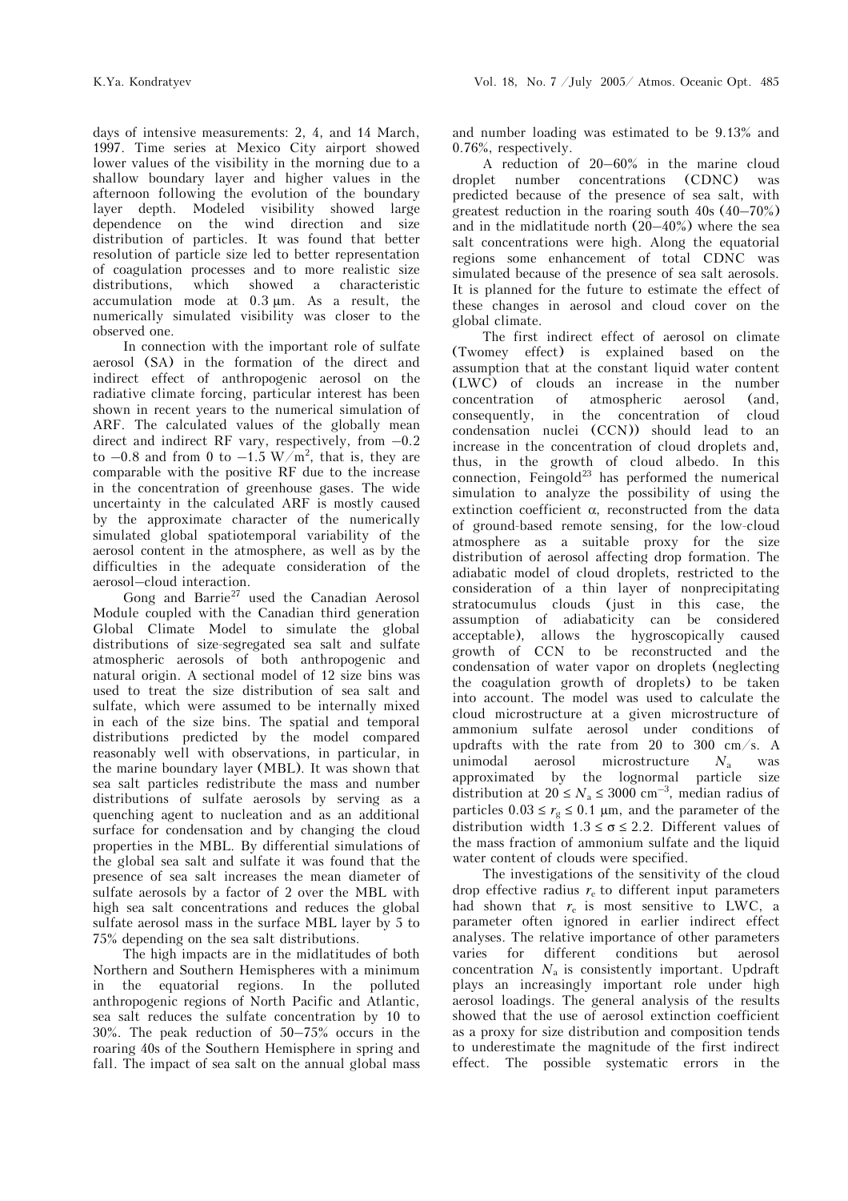days of intensive measurements: 2, 4, and 14 March, 1997. Time series at Mexico City airport showed lower values of the visibility in the morning due to a shallow boundary layer and higher values in the afternoon following the evolution of the boundary layer depth. Modeled visibility showed large dependence on the wind direction and size distribution of particles. It was found that better resolution of particle size led to better representation of coagulation processes and to more realistic size distributions, which showed a characteristic accumulation mode at 0.3 μm. As a result, the numerically simulated visibility was closer to the observed one.

In connection with the important role of sulfate aerosol (SA) in the formation of the direct and indirect effect of anthropogenic aerosol on the radiative climate forcing, particular interest has been shown in recent years to the numerical simulation of ARF. The calculated values of the globally mean direct and indirect RF vary, respectively, from −0.2 to −0.8 and from 0 to $-1.5$ W/m$^2$, that is, they are comparable with the positive RF due to the increase in the concentration of greenhouse gases. The wide uncertainty in the calculated ARF is mostly caused by the approximate character of the numerically simulated global spatiotemporal variability of the aerosol content in the atmosphere, as well as by the difficulties in the adequate consideration of the aerosol–cloud interaction.

Gong and Barrie[27] used the Canadian Aerosol Module coupled with the Canadian third generation Global Climate Model to simulate the global distributions of size-segregated sea salt and sulfate atmospheric aerosols of both anthropogenic and natural origin. A sectional model of 12 size bins was used to treat the size distribution of sea salt and sulfate, which were assumed to be internally mixed in each of the size bins. The spatial and temporal distributions predicted by the model compared reasonably well with observations, in particular, in the marine boundary layer (MBL). It was shown that sea salt particles redistribute the mass and number distributions of sulfate aerosols by serving as a quenching agent to nucleation and as an additional surface for condensation and by changing the cloud properties in the MBL. By differential simulations of the global sea salt and sulfate it was found that the presence of sea salt increases the mean diameter of sulfate aerosols by a factor of 2 over the MBL with high sea salt concentrations and reduces the global sulfate aerosol mass in the surface MBL layer by 5 to 75% depending on the sea salt distributions.

The high impacts are in the midlatitudes of both Northern and Southern Hemispheres with a minimum in the equatorial regions. In the polluted anthropogenic regions of North Pacific and Atlantic, sea salt reduces the sulfate concentration by 10 to 30%. The peak reduction of 50–75% occurs in the roaring 40s of the Southern Hemisphere in spring and fall. The impact of sea salt on the annual global mass and number loading was estimated to be 9.13% and 0.76%, respectively.

A reduction of 20–60% in the marine cloud droplet number concentrations (CDNC) was predicted because of the presence of sea salt, with greatest reduction in the roaring south 40s (40–70%) and in the midlatitude north (20–40%) where the sea salt concentrations were high. Along the equatorial regions some enhancement of total CDNC was simulated because of the presence of sea salt aerosols. It is planned for the future to estimate the effect of these changes in aerosol and cloud cover on the global climate.

The first indirect effect of aerosol on climate (Twomey effect) is explained based on the assumption that at the constant liquid water content (LWC) of clouds an increase in the number concentration of atmospheric aerosol (and, consequently, in the concentration of cloud condensation nuclei (CCN)) should lead to an increase in the concentration of cloud droplets and, thus, in the growth of cloud albedo. In this connection, Feingold[23] has performed the numerical simulation to analyze the possibility of using the extinction coefficient $\alpha$, reconstructed from the data of ground-based remote sensing, for the low-cloud atmosphere as a suitable proxy for the size distribution of aerosol affecting drop formation. The adiabatic model of cloud droplets, restricted to the consideration of a thin layer of nonprecipitating stratocumulus clouds (just in this case, the assumption of adiabaticity can be considered acceptable), allows the hygroscopically caused growth of CCN to be reconstructed and the condensation of water vapor on droplets (neglecting the coagulation growth of droplets) to be taken into account. The model was used to calculate the cloud microstructure at a given microstructure of ammonium sulfate aerosol under conditions of updrafts with the rate from 20 to 300 cm/s. A unimodal aerosol microstructure $N_a$ was approximated by the lognormal particle size distribution at $20 \leq N_a \leq 3000$ cm$^{-3}$, median radius of particles $0.03 \leq r_g \leq 0.1$ μm, and the parameter of the distribution width $1.3 \leq \sigma \leq 2.2$. Different values of the mass fraction of ammonium sulfate and the liquid water content of clouds were specified.

The investigations of the sensitivity of the cloud drop effective radius $r_e$ to different input parameters had shown that $r_e$ is most sensitive to LWC, a parameter often ignored in earlier indirect effect analyses. The relative importance of other parameters varies for different conditions but aerosol concentration $N_a$ is consistently important. Updraft plays an increasingly important role under high aerosol loadings. The general analysis of the results showed that the use of aerosol extinction coefficient as a proxy for size distribution and composition tends to underestimate the magnitude of the first indirect effect. The possible systematic errors in the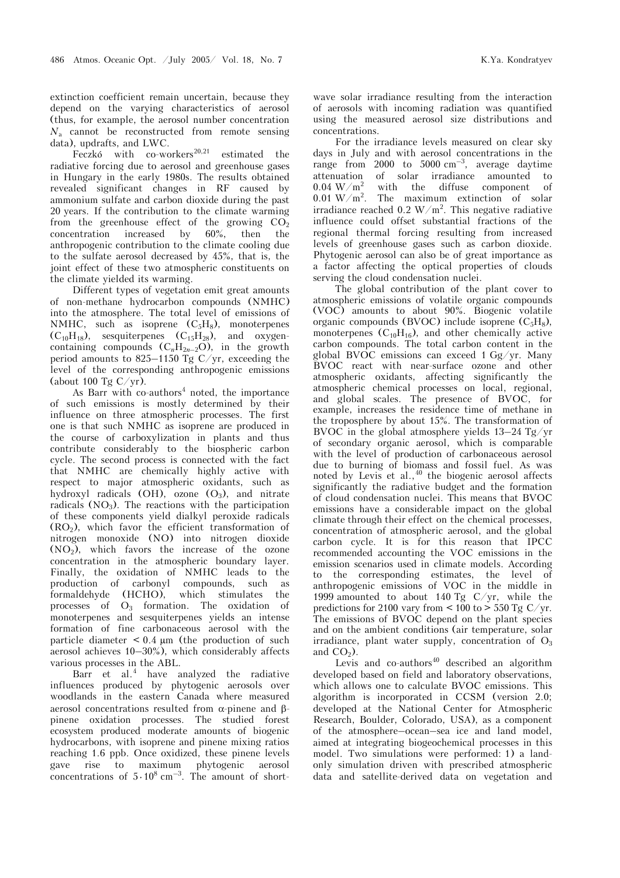extinction coefficient remain uncertain, because they depend on the varying characteristics of aerosol (thus, for example, the aerosol number concentration $N_a$ cannot be reconstructed from remote sensing data), updrafts, and LWC.

Feczkó with co-workers[20,21] estimated the radiative forcing due to aerosol and greenhouse gases in Hungary in the early 1980s. The results obtained revealed significant changes in RF caused by ammonium sulfate and carbon dioxide during the past 20 years. If the contribution to the climate warming from the greenhouse effect of the growing $CO_2$ concentration increased by 60%, then the anthropogenic contribution to the climate cooling due to the sulfate aerosol decreased by 45%, that is, the joint effect of these two atmospheric constituents on the climate yielded its warming.

Different types of vegetation emit great amounts of non-methane hydrocarbon compounds (NMHC) into the atmosphere. The total level of emissions of NMHC, such as isoprene ($C_5H_8$), monoterpenes ($C_{10}H_{18}$), sesquiterpenes ($C_{15}H_{28}$), and oxygen-containing compounds ($C_nH_{2n-2}O$), in the growth period amounts to 825–1150 Tg C/yr, exceeding the level of the corresponding anthropogenic emissions (about 100 Tg C/yr).

As Barr with co-authors[4] noted, the importance of such emissions is mostly determined by their influence on three atmospheric processes. The first one is that such NMHC as isoprene are produced in the course of carboxylization in plants and thus contribute considerably to the biospheric carbon cycle. The second process is connected with the fact that NMHC are chemically highly active with respect to major atmospheric oxidants, such as hydroxyl radicals (OH), ozone ($O_3$), and nitrate radicals ($NO_3$). The reactions with the participation of these components yield dialkyl peroxide radicals ($RO_2$), which favor the efficient transformation of nitrogen monoxide (NO) into nitrogen dioxide ($NO_2$), which favors the increase of the ozone concentration in the atmospheric boundary layer. Finally, the oxidation of NMHC leads to the production of carbonyl compounds, such as formaldehyde (HCHO), which stimulates the processes of $O_3$ formation. The oxidation of monoterpenes and sesquiterpenes yields an intense formation of fine carbonaceous aerosol with the particle diameter < 0.4 μm (the production of such aerosol achieves 10–30%), which considerably affects various processes in the ABL.

Barr et al.[4] have analyzed the radiative influences produced by phytogenic aerosols over woodlands in the eastern Canada where measured aerosol concentrations resulted from α-pinene and β-pinene oxidation processes. The studied forest ecosystem produced moderate amounts of biogenic hydrocarbons, with isoprene and pinene mixing ratios reaching 1.6 ppb. Once oxidized, these pinene levels gave rise to maximum phytogenic aerosol concentrations of $5 \cdot 10^8$ cm$^{-3}$. The amount of short-wave solar irradiance resulting from the interaction of aerosols with incoming radiation was quantified using the measured aerosol size distributions and concentrations.

For the irradiance levels measured on clear sky days in July and with aerosol concentrations in the range from 2000 to 5000 cm$^{-3}$, average daytime attenuation of solar irradiance amounted to 0.04 W/m$^2$ with the diffuse component of 0.01 W/m$^2$. The maximum extinction of solar irradiance reached 0.2 W/m$^2$. This negative radiative influence could offset substantial fractions of the regional thermal forcing resulting from increased levels of greenhouse gases such as carbon dioxide. Phytogenic aerosol can also be of great importance as a factor affecting the optical properties of clouds serving the cloud condensation nuclei.

The global contribution of the plant cover to atmospheric emissions of volatile organic compounds (VOC) amounts to about 90%. Biogenic volatile organic compounds (BVOC) include isoprene ($C_5H_8$), monoterpenes ($C_{10}H_{16}$), and other chemically active carbon compounds. The total carbon content in the global BVOC emissions can exceed 1 Gg/yr. Many BVOC react with near-surface ozone and other atmospheric oxidants, affecting significantly the atmospheric chemical processes on local, regional, and global scales. The presence of BVOC, for example, increases the residence time of methane in the troposphere by about 15%. The transformation of BVOC in the global atmosphere yields 13–24 Tg/yr of secondary organic aerosol, which is comparable with the level of production of carbonaceous aerosol due to burning of biomass and fossil fuel. As was noted by Levis et al.,[40] the biogenic aerosol affects significantly the radiative budget and the formation of cloud condensation nuclei. This means that BVOC emissions have a considerable impact on the global climate through their effect on the chemical processes, concentration of atmospheric aerosol, and the global carbon cycle. It is for this reason that IPCC recommended accounting the VOC emissions in the emission scenarios used in climate models. According to the corresponding estimates, the level of anthropogenic emissions of VOC in the middle in 1999 amounted to about 140 Tg C/yr, while the predictions for 2100 vary from < 100 to > 550 Tg C/yr. The emissions of BVOC depend on the plant species and on the ambient conditions (air temperature, solar irradiance, plant water supply, concentration of $O_3$ and $CO_2$).

Levis and co-authors[40] described an algorithm developed based on field and laboratory observations, which allows one to calculate BVOC emissions. This algorithm is incorporated in CCSM (version 2.0; developed at the National Center for Atmospheric Research, Boulder, Colorado, USA), as a component of the atmosphere–ocean–sea ice and land model, aimed at integrating biogeochemical processes in this model. Two simulations were performed: 1) a land-only simulation driven with prescribed atmospheric data and satellite-derived data on vegetation and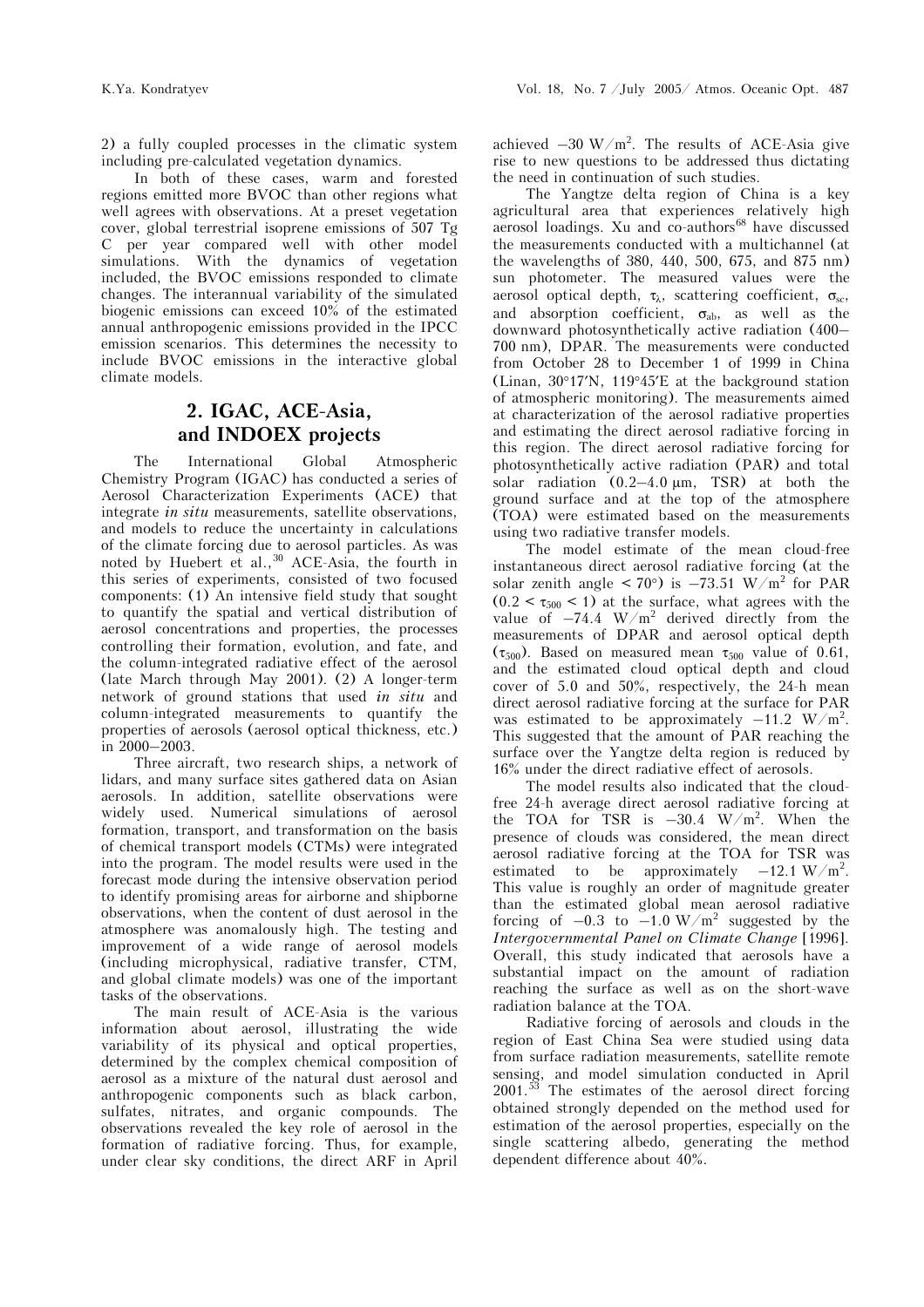2) a fully coupled processes in the climatic system including pre-calculated vegetation dynamics.

In both of these cases, warm and forested regions emitted more BVOC than other regions what well agrees with observations. At a preset vegetation cover, global terrestrial isoprene emissions of 507 Tg C per year compared well with other model simulations. With the dynamics of vegetation included, the BVOC emissions responded to climate changes. The interannual variability of the simulated biogenic emissions can exceed 10% of the estimated annual anthropogenic emissions provided in the IPCC emission scenarios. This determines the necessity to include BVOC emissions in the interactive global climate models.

## 2. IGAC, ACE-Asia, and INDOEX projects

The International Global Atmospheric Chemistry Program (IGAC) has conducted a series of Aerosol Characterization Experiments (ACE) that integrate *in situ* measurements, satellite observations, and models to reduce the uncertainty in calculations of the climate forcing due to aerosol particles. As was noted by Huebert et al.,[30] ACE-Asia, the fourth in this series of experiments, consisted of two focused components: (1) An intensive field study that sought to quantify the spatial and vertical distribution of aerosol concentrations and properties, the processes controlling their formation, evolution, and fate, and the column-integrated radiative effect of the aerosol (late March through May 2001). (2) A longer-term network of ground stations that used *in situ* and column-integrated measurements to quantify the properties of aerosols (aerosol optical thickness, etc.) in 2000–2003.

Three aircraft, two research ships, a network of lidars, and many surface sites gathered data on Asian aerosols. In addition, satellite observations were widely used. Numerical simulations of aerosol formation, transport, and transformation on the basis of chemical transport models (CTMs) were integrated into the program. The model results were used in the forecast mode during the intensive observation period to identify promising areas for airborne and shipborne observations, when the content of dust aerosol in the atmosphere was anomalously high. The testing and improvement of a wide range of aerosol models (including microphysical, radiative transfer, CTM, and global climate models) was one of the important tasks of the observations.

The main result of ACE-Asia is the various information about aerosol, illustrating the wide variability of its physical and optical properties, determined by the complex chemical composition of aerosol as a mixture of the natural dust aerosol and anthropogenic components such as black carbon, sulfates, nitrates, and organic compounds. The observations revealed the key role of aerosol in the formation of radiative forcing. Thus, for example, under clear sky conditions, the direct ARF in April achieved $-30$ W/m$^2$. The results of ACE-Asia give rise to new questions to be addressed thus dictating the need in continuation of such studies.

The Yangtze delta region of China is a key agricultural area that experiences relatively high aerosol loadings. Xu and co-authors[68] have discussed the measurements conducted with a multichannel (at the wavelengths of 380, 440, 500, 675, and 875 nm) sun photometer. The measured values were the aerosol optical depth, $\tau_\lambda$, scattering coefficient, $\sigma_{sc}$, and absorption coefficient, $\sigma_{ab}$, as well as the downward photosynthetically active radiation (400–700 nm), DPAR. The measurements were conducted from October 28 to December 1 of 1999 in China (Linan, 30°17′N, 119°45′E at the background station of atmospheric monitoring). The measurements aimed at characterization of the aerosol radiative properties and estimating the direct aerosol radiative forcing in this region. The direct aerosol radiative forcing for photosynthetically active radiation (PAR) and total solar radiation (0.2–4.0 μm, TSR) at both the ground surface and at the top of the atmosphere (TOA) were estimated based on the measurements using two radiative transfer models.

The model estimate of the mean cloud-free instantaneous direct aerosol radiative forcing (at the solar zenith angle < 70°) is $-73.51$ W/m$^2$ for PAR ($0.2 < \tau_{500} < 1$) at the surface, what agrees with the value of $-74.4$ W/m$^2$ derived directly from the measurements of DPAR and aerosol optical depth ($\tau_{500}$). Based on measured mean $\tau_{500}$ value of 0.61, and the estimated cloud optical depth and cloud cover of 5.0 and 50%, respectively, the 24-h mean direct aerosol radiative forcing at the surface for PAR was estimated to be approximately $-11.2$ W/m$^2$. This suggested that the amount of PAR reaching the surface over the Yangtze delta region is reduced by 16% under the direct radiative effect of aerosols.

The model results also indicated that the cloud-free 24-h average direct aerosol radiative forcing at the TOA for TSR is $-30.4$ W/m$^2$. When the presence of clouds was considered, the mean direct aerosol radiative forcing at the TOA for TSR was estimated to be approximately $-12.1$ W/m$^2$. This value is roughly an order of magnitude greater than the estimated global mean aerosol radiative forcing of $-0.3$ to $-1.0$ W/m$^2$ suggested by the *Intergovernmental Panel on Climate Change* [1996]. Overall, this study indicated that aerosols have a substantial impact on the amount of radiation reaching the surface as well as on the short-wave radiation balance at the TOA.

Radiative forcing of aerosols and clouds in the region of East China Sea were studied using data from surface radiation measurements, satellite remote sensing, and model simulation conducted in April 2001.[53] The estimates of the aerosol direct forcing obtained strongly depended on the method used for estimation of the aerosol properties, especially on the single scattering albedo, generating the method dependent difference about 40%.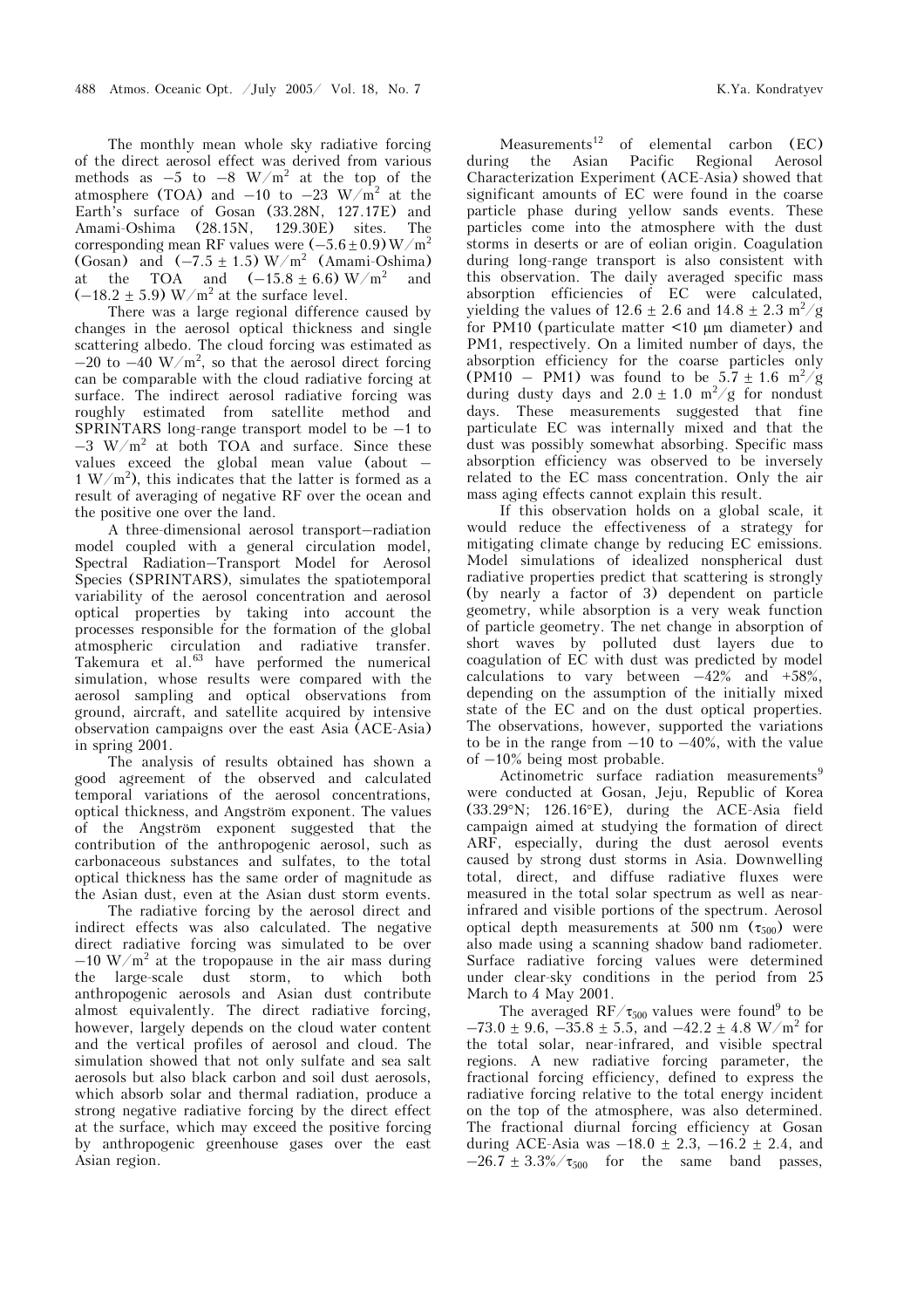The monthly mean whole sky radiative forcing of the direct aerosol effect was derived from various methods as –5 to –8 W/m$^2$ at the top of the atmosphere (TOA) and –10 to –23 W/m$^2$ at the Earth's surface of Gosan (33.28N, 127.17E) and Amami-Oshima (28.15N, 129.30E) sites. The corresponding mean RF values were $(-5.6 \pm 0.9)$ W/m$^2$ (Gosan) and $(-7.5 \pm 1.5)$ W/m$^2$ (Amami-Oshima) at the TOA and $(-15.8 \pm 6.6)$ W/m$^2$ and $(-18.2 \pm 5.9)$ W/m$^2$ at the surface level.

There was a large regional difference caused by changes in the aerosol optical thickness and single scattering albedo. The cloud forcing was estimated as –20 to –40 W/m$^2$, so that the aerosol direct forcing can be comparable with the cloud radiative forcing at surface. The indirect aerosol radiative forcing was roughly estimated from satellite method and SPRINTARS long-range transport model to be –1 to –3 W/m$^2$ at both TOA and surface. Since these values exceed the global mean value (about –1 W/m$^2$), this indicates that the latter is formed as a result of averaging of negative RF over the ocean and the positive one over the land.

A three-dimensional aerosol transport–radiation model coupled with a general circulation model, Spectral Radiation–Transport Model for Aerosol Species (SPRINTARS), simulates the spatiotemporal variability of the aerosol concentration and aerosol optical properties by taking into account the processes responsible for the formation of the global atmospheric circulation and radiative transfer. Takemura et al.[63] have performed the numerical simulation, whose results were compared with the aerosol sampling and optical observations from ground, aircraft, and satellite acquired by intensive observation campaigns over the east Asia (ACE-Asia) in spring 2001.

The analysis of results obtained has shown a good agreement of the observed and calculated temporal variations of the aerosol concentrations, optical thickness, and Angström exponent. The values of the Angström exponent suggested that the contribution of the anthropogenic aerosol, such as carbonaceous substances and sulfates, to the total optical thickness has the same order of magnitude as the Asian dust, even at the Asian dust storm events.

The radiative forcing by the aerosol direct and indirect effects was also calculated. The negative direct radiative forcing was simulated to be over –10 W/m$^2$ at the tropopause in the air mass during the large-scale dust storm, to which both anthropogenic aerosols and Asian dust contribute almost equivalently. The direct radiative forcing, however, largely depends on the cloud water content and the vertical profiles of aerosol and cloud. The simulation showed that not only sulfate and sea salt aerosols but also black carbon and soil dust aerosols, which absorb solar and thermal radiation, produce a strong negative radiative forcing by the direct effect at the surface, which may exceed the positive forcing by anthropogenic greenhouse gases over the east Asian region.

Measurements[12] of elemental carbon (EC) during the Asian Pacific Regional Aerosol Characterization Experiment (ACE-Asia) showed that significant amounts of EC were found in the coarse particle phase during yellow sands events. These particles come into the atmosphere with the dust storms in deserts or are of eolian origin. Coagulation during long-range transport is also consistent with this observation. The daily averaged specific mass absorption efficiencies of EC were calculated, yielding the values of $12.6 \pm 2.6$ and $14.8 \pm 2.3$ m$^2$/g for PM10 (particulate matter <10 μm diameter) and PM1, respectively. On a limited number of days, the absorption efficiency for the coarse particles only (PM10 – PM1) was found to be $5.7 \pm 1.6$ m$^2$/g during dusty days and $2.0 \pm 1.0$ m$^2$/g for nondust days. These measurements suggested that fine particulate EC was internally mixed and that the dust was possibly somewhat absorbing. Specific mass absorption efficiency was observed to be inversely related to the EC mass concentration. Only the air mass aging effects cannot explain this result.

If this observation holds on a global scale, it would reduce the effectiveness of a strategy for mitigating climate change by reducing EC emissions. Model simulations of idealized nonspherical dust radiative properties predict that scattering is strongly (by nearly a factor of 3) dependent on particle geometry, while absorption is a very weak function of particle geometry. The net change in absorption of short waves by polluted dust layers due to coagulation of EC with dust was predicted by model calculations to vary between –42% and +58%, depending on the assumption of the initially mixed state of the EC and on the dust optical properties. The observations, however, supported the variations to be in the range from –10 to –40%, with the value of –10% being most probable.

Actinometric surface radiation measurements[9] were conducted at Gosan, Jeju, Republic of Korea (33.29°N; 126.16°E), during the ACE-Asia field campaign aimed at studying the formation of direct ARF, especially, during the dust aerosol events caused by strong dust storms in Asia. Downwelling total, direct, and diffuse radiative fluxes were measured in the total solar spectrum as well as near-infrared and visible portions of the spectrum. Aerosol optical depth measurements at 500 nm ($\tau_{500}$) were also made using a scanning shadow band radiometer. Surface radiative forcing values were determined under clear-sky conditions in the period from 25 March to 4 May 2001.

The averaged RF/$\tau_{500}$ values were found[9] to be $-73.0 \pm 9.6$, $-35.8 \pm 5.5$, and $-42.2 \pm 4.8$ W/m$^2$ for the total solar, near-infrared, and visible spectral regions. A new radiative forcing parameter, the fractional forcing efficiency, defined to express the radiative forcing relative to the total energy incident on the top of the atmosphere, was also determined. The fractional diurnal forcing efficiency at Gosan during ACE-Asia was $-18.0 \pm 2.3$, $-16.2 \pm 2.4$, and $-26.7 \pm 3.3$%/$\tau_{500}$ for the same band passes,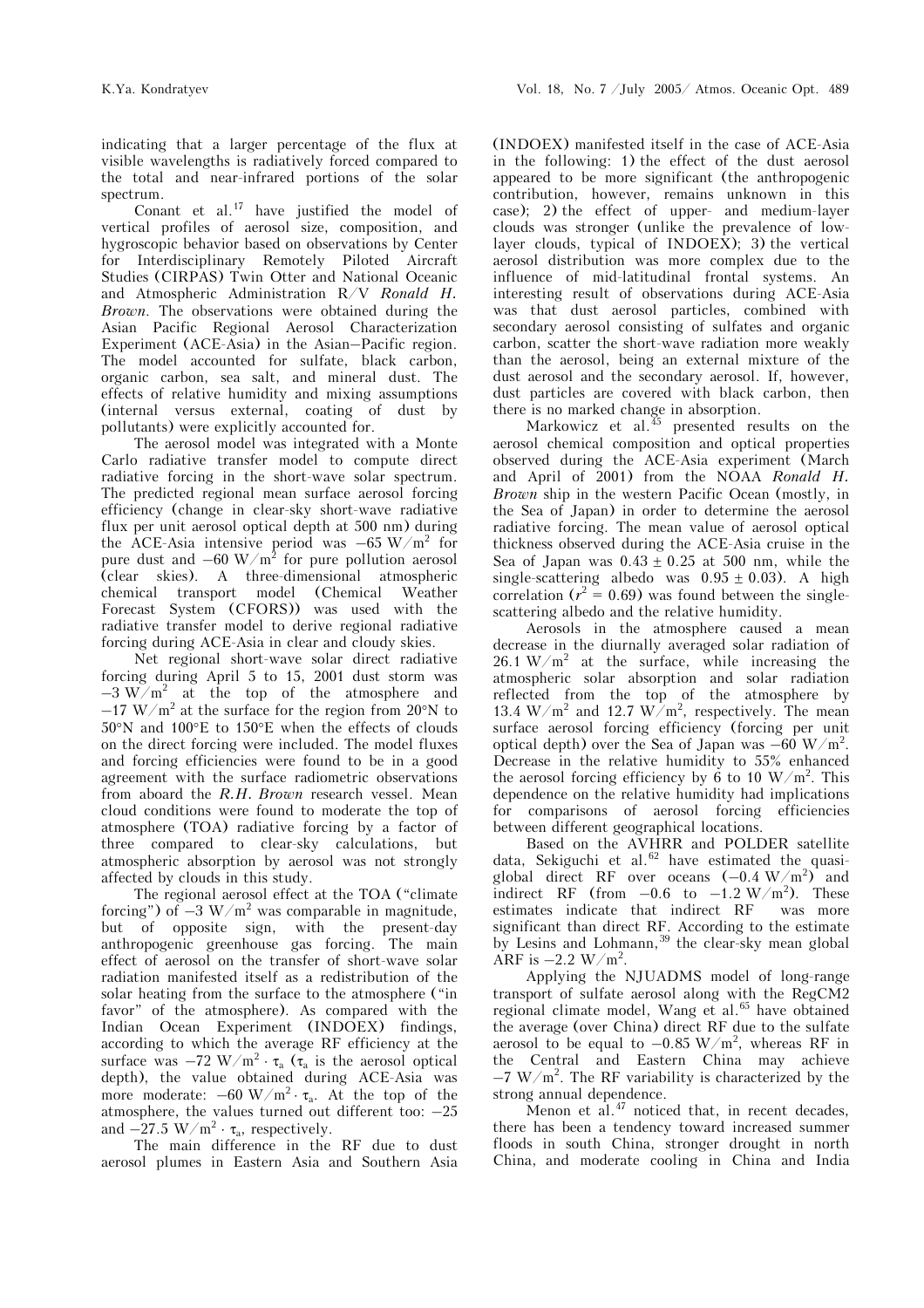indicating that a larger percentage of the flux at visible wavelengths is radiatively forced compared to the total and near-infrared portions of the solar spectrum.

Conant et al.[17] have justified the model of vertical profiles of aerosol size, composition, and hygroscopic behavior based on observations by Center for Interdisciplinary Remotely Piloted Aircraft Studies (CIRPAS) Twin Otter and National Oceanic and Atmospheric Administration R/V *Ronald H. Brown*. The observations were obtained during the Asian Pacific Regional Aerosol Characterization Experiment (ACE-Asia) in the Asian–Pacific region. The model accounted for sulfate, black carbon, organic carbon, sea salt, and mineral dust. The effects of relative humidity and mixing assumptions (internal versus external, coating of dust by pollutants) were explicitly accounted for.

The aerosol model was integrated with a Monte Carlo radiative transfer model to compute direct radiative forcing in the short-wave solar spectrum. The predicted regional mean surface aerosol forcing efficiency (change in clear-sky short-wave radiative flux per unit aerosol optical depth at 500 nm) during the ACE-Asia intensive period was $-65$ W/m$^2$ for pure dust and $-60$ W/m$^2$ for pure pollution aerosol (clear skies). A three-dimensional atmospheric chemical transport model (Chemical Weather Forecast System (CFORS)) was used with the radiative transfer model to derive regional radiative forcing during ACE-Asia in clear and cloudy skies.

Net regional short-wave solar direct radiative forcing during April 5 to 15, 2001 dust storm was $-3$ W/m$^2$ at the top of the atmosphere and $-17$ W/m$^2$ at the surface for the region from 20°N to 50°N and 100°E to 150°E when the effects of clouds on the direct forcing were included. The model fluxes and forcing efficiencies were found to be in a good agreement with the surface radiometric observations from aboard the *R.H. Brown* research vessel. Mean cloud conditions were found to moderate the top of atmosphere (TOA) radiative forcing by a factor of three compared to clear-sky calculations, but atmospheric absorption by aerosol was not strongly affected by clouds in this study.

The regional aerosol effect at the TOA ("climate forcing") of $-3$ W/m$^2$ was comparable in magnitude, but of opposite sign, with the present-day anthropogenic greenhouse gas forcing. The main effect of aerosol on the transfer of short-wave solar radiation manifested itself as a redistribution of the solar heating from the surface to the atmosphere ("in favor" of the atmosphere). As compared with the Indian Ocean Experiment (INDOEX) findings, according to which the average RF efficiency at the surface was $-72$ W/m$^2 \cdot \tau_a$ ($\tau_a$ is the aerosol optical depth), the value obtained during ACE-Asia was more moderate: $-60$ W/m$^2 \cdot \tau_a$. At the top of the atmosphere, the values turned out different too: $-25$ and $-27.5$ W/m$^2 \cdot \tau_a$, respectively.

The main difference in the RF due to dust aerosol plumes in Eastern Asia and Southern Asia (INDOEX) manifested itself in the case of ACE-Asia in the following: 1) the effect of the dust aerosol appeared to be more significant (the anthropogenic contribution, however, remains unknown in this case); 2) the effect of upper- and medium-layer clouds was stronger (unlike the prevalence of low-layer clouds, typical of INDOEX); 3) the vertical aerosol distribution was more complex due to the influence of mid-latitudinal frontal systems. An interesting result of observations during ACE-Asia was that dust aerosol particles, combined with secondary aerosol consisting of sulfates and organic carbon, scatter the short-wave radiation more weakly than the aerosol, being an external mixture of the dust aerosol and the secondary aerosol. If, however, dust particles are covered with black carbon, then there is no marked change in absorption.

Markowicz et al.[45] presented results on the aerosol chemical composition and optical properties observed during the ACE-Asia experiment (March and April of 2001) from the NOAA *Ronald H. Brown* ship in the western Pacific Ocean (mostly, in the Sea of Japan) in order to determine the aerosol radiative forcing. The mean value of aerosol optical thickness observed during the ACE-Asia cruise in the Sea of Japan was $0.43 \pm 0.25$ at 500 nm, while the single-scattering albedo was $0.95 \pm 0.03$). A high correlation ($r^2 = 0.69$) was found between the single-scattering albedo and the relative humidity.

Aerosols in the atmosphere caused a mean decrease in the diurnally averaged solar radiation of 26.1 W/m$^2$ at the surface, while increasing the atmospheric solar absorption and solar radiation reflected from the top of the atmosphere by 13.4 W/m$^2$ and 12.7 W/m$^2$, respectively. The mean surface aerosol forcing efficiency (forcing per unit optical depth) over the Sea of Japan was $-60$ W/m$^2$. Decrease in the relative humidity to 55% enhanced the aerosol forcing efficiency by 6 to 10 W/m$^2$. This dependence on the relative humidity had implications for comparisons of aerosol forcing efficiencies between different geographical locations.

Based on the AVHRR and POLDER satellite data, Sekiguchi et al.[62] have estimated the quasi-global direct RF over oceans ($-0.4$ W/m$^2$) and indirect RF (from $-0.6$ to $-1.2$ W/m$^2$). These estimates indicate that indirect RF was more significant than direct RF. According to the estimate by Lesins and Lohmann,[39] the clear-sky mean global ARF is $-2.2$ W/m$^2$.

Applying the NJUADMS model of long-range transport of sulfate aerosol along with the RegCM2 regional climate model, Wang et al.[65] have obtained the average (over China) direct RF due to the sulfate aerosol to be equal to $-0.85$ W/m$^2$, whereas RF in the Central and Eastern China may achieve $-7$ W/m$^2$. The RF variability is characterized by the strong annual dependence.

Menon et al.[47] noticed that, in recent decades, there has been a tendency toward increased summer floods in south China, stronger drought in north China, and moderate cooling in China and India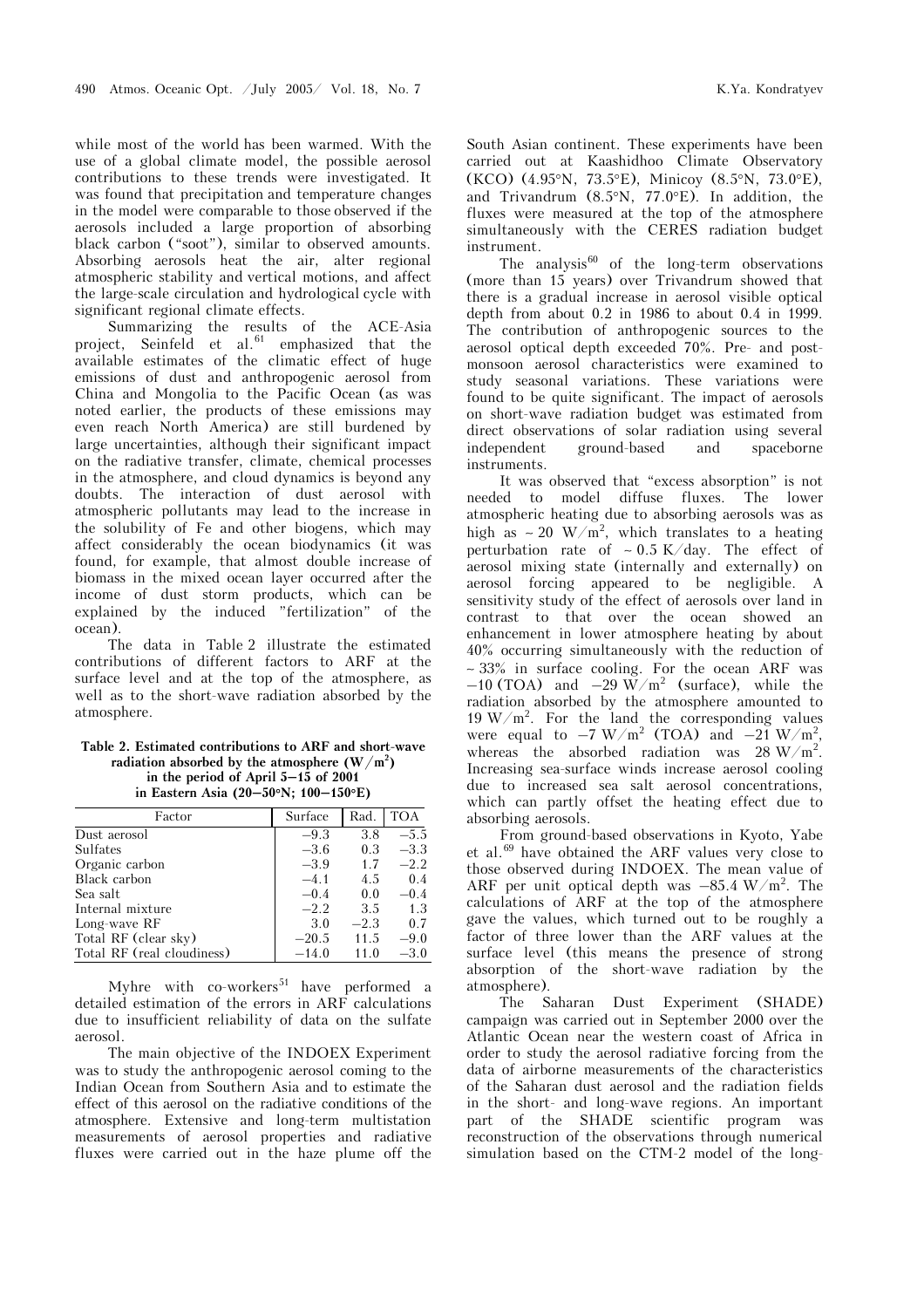while most of the world has been warmed. With the use of a global climate model, the possible aerosol contributions to these trends were investigated. It was found that precipitation and temperature changes in the model were comparable to those observed if the aerosols included a large proportion of absorbing black carbon ("soot"), similar to observed amounts. Absorbing aerosols heat the air, alter regional atmospheric stability and vertical motions, and affect the large-scale circulation and hydrological cycle with significant regional climate effects.

Summarizing the results of the ACE-Asia project, Seinfeld et al.[61] emphasized that the available estimates of the climatic effect of huge emissions of dust and anthropogenic aerosol from China and Mongolia to the Pacific Ocean (as was noted earlier, the products of these emissions may even reach North America) are still burdened by large uncertainties, although their significant impact on the radiative transfer, climate, chemical processes in the atmosphere, and cloud dynamics is beyond any doubts. The interaction of dust aerosol with atmospheric pollutants may lead to the increase in the solubility of Fe and other biogens, which may affect considerably the ocean biodynamics (it was found, for example, that almost double increase of biomass in the mixed ocean layer occurred after the income of dust storm products, which can be explained by the induced "fertilization" of the ocean).

The data in Table 2 illustrate the estimated contributions of different factors to ARF at the surface level and at the top of the atmosphere, as well as to the short-wave radiation absorbed by the atmosphere.

**Table 2. Estimated contributions to ARF and short-wave radiation absorbed by the atmosphere ($W/m^2$) in the period of April 5–15 of 2001 in Eastern Asia (20–50°N; 100–150°E)**

| Factor | Surface | Rad. | TOA |
|---|---|---|---|
| Dust aerosol | −9.3 | 3.8 | −5.5 |
| Sulfates | −3.6 | 0.3 | −3.3 |
| Organic carbon | −3.9 | 1.7 | −2.2 |
| Black carbon | −4.1 | 4.5 | 0.4 |
| Sea salt | −0.4 | 0.0 | −0.4 |
| Internal mixture | −2.2 | 3.5 | 1.3 |
| Long-wave RF | 3.0 | −2.3 | 0.7 |
| Total RF (clear sky) | −20.5 | 11.5 | −9.0 |
| Total RF (real cloudiness) | −14.0 | 11.0 | −3.0 |

Myhre with co-workers[51] have performed a detailed estimation of the errors in ARF calculations due to insufficient reliability of data on the sulfate aerosol.

The main objective of the INDOEX Experiment was to study the anthropogenic aerosol coming to the Indian Ocean from Southern Asia and to estimate the effect of this aerosol on the radiative conditions of the atmosphere. Extensive and long-term multistation measurements of aerosol properties and radiative fluxes were carried out in the haze plume off the South Asian continent. These experiments have been carried out at Kaashidhoo Climate Observatory (KCO) (4.95°N, 73.5°E), Minicoy (8.5°N, 73.0°E), and Trivandrum (8.5°N, 77.0°E). In addition, the fluxes were measured at the top of the atmosphere simultaneously with the CERES radiation budget instrument.

The analysis[60] of the long-term observations (more than 15 years) over Trivandrum showed that there is a gradual increase in aerosol visible optical depth from about 0.2 in 1986 to about 0.4 in 1999. The contribution of anthropogenic sources to the aerosol optical depth exceeded 70%. Pre- and post-monsoon aerosol characteristics were examined to study seasonal variations. These variations were found to be quite significant. The impact of aerosols on short-wave radiation budget was estimated from direct observations of solar radiation using several independent ground-based and spaceborne instruments.

It was observed that "excess absorption" is not needed to model diffuse fluxes. The lower atmospheric heating due to absorbing aerosols was as high as ~ 20 $W/m^2$, which translates to a heating perturbation rate of ~ 0.5 K/day. The effect of aerosol mixing state (internally and externally) on aerosol forcing appeared to be negligible. A sensitivity study of the effect of aerosols over land in contrast to that over the ocean showed an enhancement in lower atmosphere heating by about 40% occurring simultaneously with the reduction of ~ 33% in surface cooling. For the ocean ARF was −10 (TOA) and −29 $W/m^2$ (surface), while the radiation absorbed by the atmosphere amounted to 19 $W/m^2$. For the land the corresponding values were equal to −7 $W/m^2$ (TOA) and −21 $W/m^2$, whereas the absorbed radiation was 28 $W/m^2$. Increasing sea-surface winds increase aerosol cooling due to increased sea salt aerosol concentrations, which can partly offset the heating effect due to absorbing aerosols.

From ground-based observations in Kyoto, Yabe et al.[69] have obtained the ARF values very close to those observed during INDOEX. The mean value of ARF per unit optical depth was −85.4 $W/m^2$. The calculations of ARF at the top of the atmosphere gave the values, which turned out to be roughly a factor of three lower than the ARF values at the surface level (this means the presence of strong absorption of the short-wave radiation by the atmosphere).

The Saharan Dust Experiment (SHADE) campaign was carried out in September 2000 over the Atlantic Ocean near the western coast of Africa in order to study the aerosol radiative forcing from the data of airborne measurements of the characteristics of the Saharan dust aerosol and the radiation fields in the short- and long-wave regions. An important part of the SHADE scientific program was reconstruction of the observations through numerical simulation based on the CTM-2 model of the long-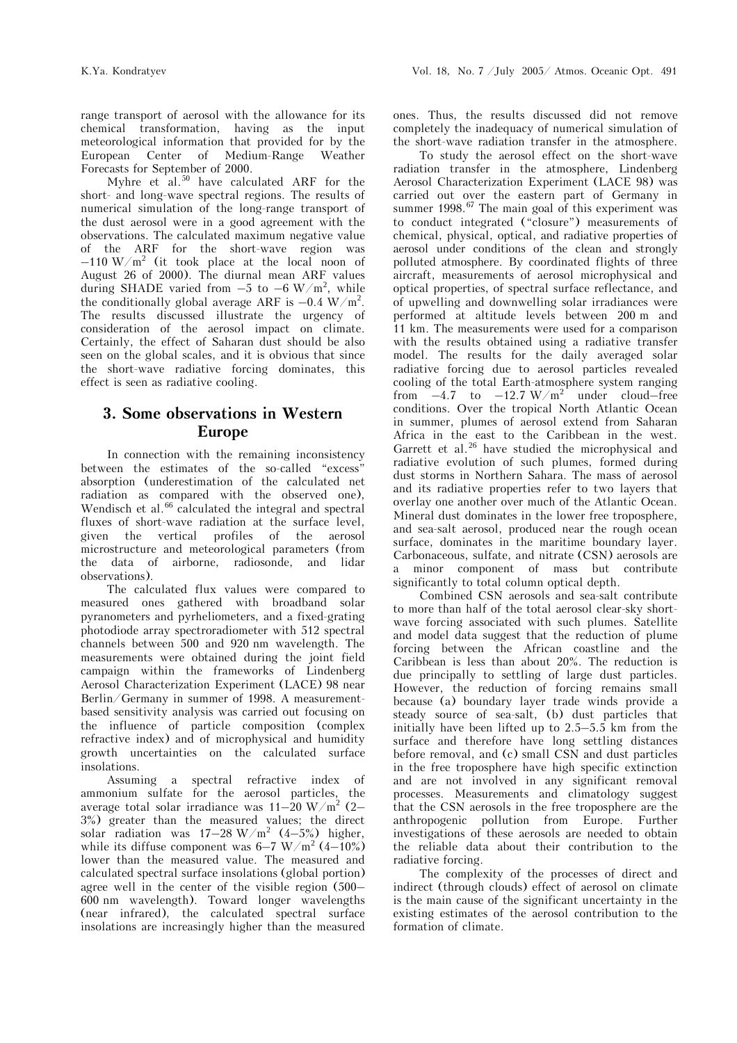range transport of aerosol with the allowance for its chemical transformation, having as the input meteorological information that provided for by the European Center of Medium-Range Weather Forecasts for September of 2000.

Myhre et al.[50] have calculated ARF for the short- and long-wave spectral regions. The results of numerical simulation of the long-range transport of the dust aerosol were in a good agreement with the observations. The calculated maximum negative value of the ARF for the short-wave region was $-110$ W/m$^2$ (it took place at the local noon of August 26 of 2000). The diurnal mean ARF values during SHADE varied from $-5$ to $-6$ W/m$^2$, while the conditionally global average ARF is $-0.4$ W/m$^2$. The results discussed illustrate the urgency of consideration of the aerosol impact on climate. Certainly, the effect of Saharan dust should be also seen on the global scales, and it is obvious that since the short-wave radiative forcing dominates, this effect is seen as radiative cooling.

## 3. Some observations in Western Europe

In connection with the remaining inconsistency between the estimates of the so-called "excess" absorption (underestimation of the calculated net radiation as compared with the observed one), Wendisch et al.[66] calculated the integral and spectral fluxes of short-wave radiation at the surface level, given the vertical profiles of the aerosol microstructure and meteorological parameters (from the data of airborne, radiosonde, and lidar observations).

The calculated flux values were compared to measured ones gathered with broadband solar pyranometers and pyrheliometers, and a fixed-grating photodiode array spectroradiometer with 512 spectral channels between 500 and 920 nm wavelength. The measurements were obtained during the joint field campaign within the frameworks of Lindenberg Aerosol Characterization Experiment (LACE) 98 near Berlin/Germany in summer of 1998. A measurement-based sensitivity analysis was carried out focusing on the influence of particle composition (complex refractive index) and of microphysical and humidity growth uncertainties on the calculated surface insolations.

Assuming a spectral refractive index of ammonium sulfate for the aerosol particles, the average total solar irradiance was 11–20 W/m$^2$ (2–3%) greater than the measured values; the direct solar radiation was 17–28 W/m$^2$ (4–5%) higher, while its diffuse component was 6–7 W/m$^2$ (4–10%) lower than the measured value. The measured and calculated spectral surface insolations (global portion) agree well in the center of the visible region (500–600 nm wavelength). Toward longer wavelengths (near infrared), the calculated spectral surface insolations are increasingly higher than the measured ones. Thus, the results discussed did not remove completely the inadequacy of numerical simulation of the short-wave radiation transfer in the atmosphere.

To study the aerosol effect on the short-wave radiation transfer in the atmosphere, Lindenberg Aerosol Characterization Experiment (LACE 98) was carried out over the eastern part of Germany in summer 1998.[67] The main goal of this experiment was to conduct integrated ("closure") measurements of chemical, physical, optical, and radiative properties of aerosol under conditions of the clean and strongly polluted atmosphere. By coordinated flights of three aircraft, measurements of aerosol microphysical and optical properties, of spectral surface reflectance, and of upwelling and downwelling solar irradiances were performed at altitude levels between 200 m and 11 km. The measurements were used for a comparison with the results obtained using a radiative transfer model. The results for the daily averaged solar radiative forcing due to aerosol particles revealed cooling of the total Earth-atmosphere system ranging from $-4.7$ to $-12.7$ W/m$^2$ under cloud-free conditions. Over the tropical North Atlantic Ocean in summer, plumes of aerosol extend from Saharan Africa in the east to the Caribbean in the west. Garrett et al.[26] have studied the microphysical and radiative evolution of such plumes, formed during dust storms in Northern Sahara. The mass of aerosol and its radiative properties refer to two layers that overlay one another over much of the Atlantic Ocean. Mineral dust dominates in the lower free troposphere, and sea-salt aerosol, produced near the rough ocean surface, dominates in the maritime boundary layer. Carbonaceous, sulfate, and nitrate (CSN) aerosols are a minor component of mass but contribute significantly to total column optical depth.

Combined CSN aerosols and sea-salt contribute to more than half of the total aerosol clear-sky short-wave forcing associated with such plumes. Satellite and model data suggest that the reduction of plume forcing between the African coastline and the Caribbean is less than about 20%. The reduction is due principally to settling of large dust particles. However, the reduction of forcing remains small because (a) boundary layer trade winds provide a steady source of sea-salt, (b) dust particles that initially have been lifted up to 2.5–5.5 km from the surface and therefore have long settling distances before removal, and (c) small CSN and dust particles in the free troposphere have high specific extinction and are not involved in any significant removal processes. Measurements and climatology suggest that the CSN aerosols in the free troposphere are the anthropogenic pollution from Europe. Further investigations of these aerosols are needed to obtain the reliable data about their contribution to the radiative forcing.

The complexity of the processes of direct and indirect (through clouds) effect of aerosol on climate is the main cause of the significant uncertainty in the existing estimates of the aerosol contribution to the formation of climate.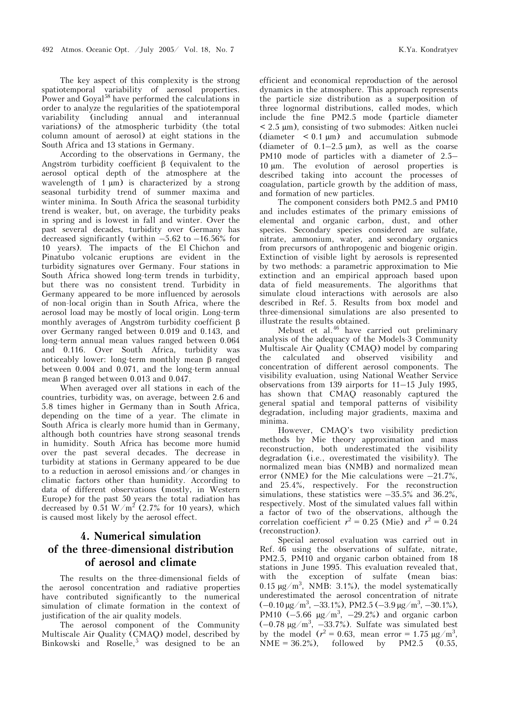The key aspect of this complexity is the strong spatiotemporal variability of aerosol properties. Power and Goyal[58] have performed the calculations in order to analyze the regularities of the spatiotemporal variability (including annual and interannual variations) of the atmospheric turbidity (the total column amount of aerosol) at eight stations in the South Africa and 13 stations in Germany.

According to the observations in Germany, the Angström turbidity coefficient $\beta$ (equivalent to the aerosol optical depth of the atmosphere at the wavelength of 1 μm) is characterized by a strong seasonal turbidity trend of summer maxima and winter minima. In South Africa the seasonal turbidity trend is weaker, but, on average, the turbidity peaks in spring and is lowest in fall and winter. Over the past several decades, turbidity over Germany has decreased significantly (within −5.62 to −16.56% for 10 years). The impacts of the El Chichon and Pinatubo volcanic eruptions are evident in the turbidity signatures over Germany. Four stations in South Africa showed long-term trends in turbidity, but there was no consistent trend. Turbidity in Germany appeared to be more influenced by aerosols of non-local origin than in South Africa, where the aerosol load may be mostly of local origin. Long-term monthly averages of Angström turbidity coefficient $\beta$ over Germany ranged between 0.019 and 0.143, and long-term annual mean values ranged between 0.064 and 0.116. Over South Africa, turbidity was noticeably lower: long-term monthly mean $\beta$ ranged between 0.004 and 0.071, and the long-term annual mean $\beta$ ranged between 0.013 and 0.047.

When averaged over all stations in each of the countries, turbidity was, on average, between 2.6 and 5.8 times higher in Germany than in South Africa, depending on the time of a year. The climate in South Africa is clearly more humid than in Germany, although both countries have strong seasonal trends in humidity. South Africa has become more humid over the past several decades. The decrease in turbidity at stations in Germany appeared to be due to a reduction in aerosol emissions and/or changes in climatic factors other than humidity. According to data of different observations (mostly, in Western Europe) for the past 50 years the total radiation has decreased by 0.51 W/m$^2$ (2.7% for 10 years), which is caused most likely by the aerosol effect.

## 4. Numerical simulation of the three-dimensional distribution of aerosol and climate

The results on the three-dimensional fields of the aerosol concentration and radiative properties have contributed significantly to the numerical simulation of climate formation in the context of justification of the air quality models.

The aerosol component of the Community Multiscale Air Quality (CMAQ) model, described by Binkowski and Roselle,[5] was designed to be an efficient and economical reproduction of the aerosol dynamics in the atmosphere. This approach represents the particle size distribution as a superposition of three lognormal distributions, called modes, which include the fine PM2.5 mode (particle diameter < 2.5 μm), consisting of two submodes: Aitken nuclei (diameter < 0.1 μm) and accumulation submode (diameter of 0.1–2.5 μm), as well as the coarse PM10 mode of particles with a diameter of 2.5–10 μm. The evolution of aerosol properties is described taking into account the processes of coagulation, particle growth by the addition of mass, and formation of new particles.

The component considers both PM2.5 and PM10 and includes estimates of the primary emissions of elemental and organic carbon, dust, and other species. Secondary species considered are sulfate, nitrate, ammonium, water, and secondary organics from precursors of anthropogenic and biogenic origin. Extinction of visible light by aerosols is represented by two methods: a parametric approximation to Mie extinction and an empirical approach based upon data of field measurements. The algorithms that simulate cloud interactions with aerosols are also described in Ref. 5. Results from box model and three-dimensional simulations are also presented to illustrate the results obtained.

Mebust et al.[46] have carried out preliminary analysis of the adequacy of the Models-3 Community Multiscale Air Quality (CMAQ) model by comparing the calculated and observed visibility and concentration of different aerosol components. The visibility evaluation, using National Weather Service observations from 139 airports for 11–15 July 1995, has shown that CMAQ reasonably captured the general spatial and temporal patterns of visibility degradation, including major gradients, maxima and minima.

However, CMAQ's two visibility prediction methods by Mie theory approximation and mass reconstruction, both underestimated the visibility degradation (i.e., overestimated the visibility). The normalized mean bias (NMB) and normalized mean error (NME) for the Mie calculations were −21.7%, and 25.4%, respectively. For the reconstruction simulations, these statistics were −35.5% and 36.2%, respectively. Most of the simulated values fall within a factor of two of the observations, although the correlation coefficient $r^2 = 0.25$ (Mie) and $r^2 = 0.24$ (reconstruction).

Special aerosol evaluation was carried out in Ref. 46 using the observations of sulfate, nitrate, PM2.5, PM10 and organic carbon obtained from 18 stations in June 1995. This evaluation revealed that, with the exception of sulfate (mean bias: 0.15 μg/m$^3$, NMB: 3.1%), the model systematically underestimated the aerosol concentration of nitrate (−0.10 μg/m$^3$, −33.1%), PM2.5 (−3.9 μg/m$^3$, −30.1%), PM10 (−5.66 μg/m$^3$, −29.2%) and organic carbon (−0.78 μg/m$^3$, −33.7%). Sulfate was simulated best by the model ($r^2 = 0.63$, mean error = 1.75 μg/m$^3$, NME = 36.2%), followed by PM2.5 (0.55,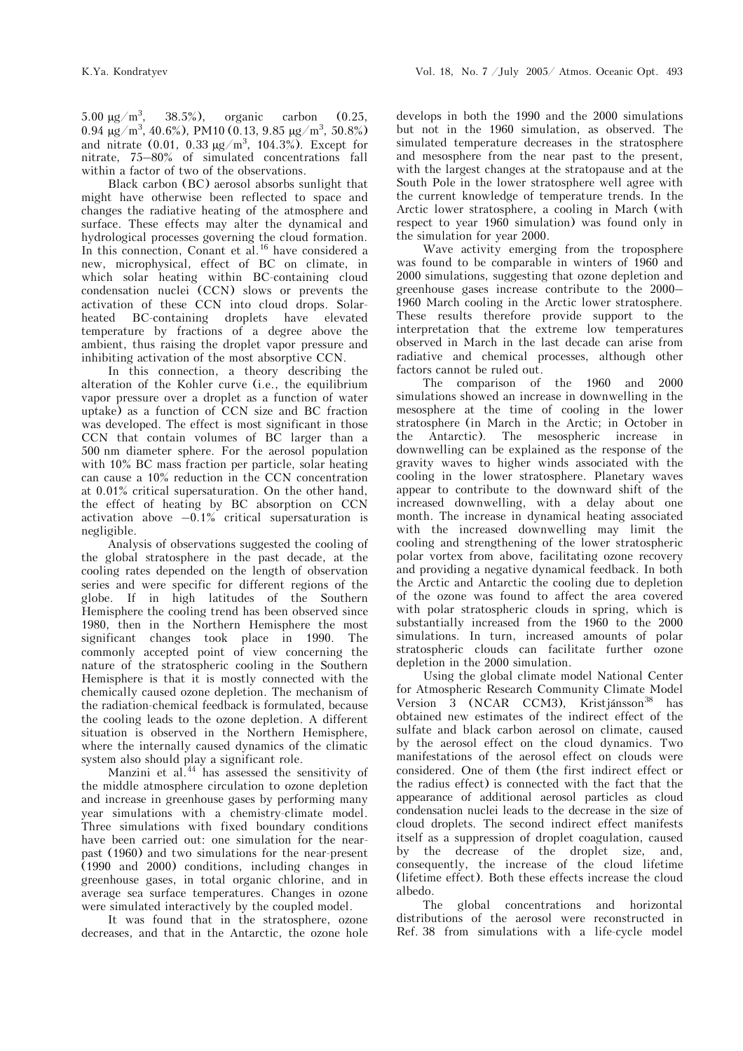5.00 μg/m$^3$, 38.5%), organic carbon (0.25, 0.94 μg/m$^3$, 40.6%), PM10 (0.13, 9.85 μg/m$^3$, 50.8%) and nitrate (0.01, 0.33 μg/m$^3$, 104.3%). Except for nitrate, 75–80% of simulated concentrations fall within a factor of two of the observations.

Black carbon (BC) aerosol absorbs sunlight that might have otherwise been reflected to space and changes the radiative heating of the atmosphere and surface. These effects may alter the dynamical and hydrological processes governing the cloud formation. In this connection, Conant et al.[16] have considered a new, microphysical, effect of BC on climate, in which solar heating within BC-containing cloud condensation nuclei (CCN) slows or prevents the activation of these CCN into cloud drops. Solar-heated BC-containing droplets have elevated temperature by fractions of a degree above the ambient, thus raising the droplet vapor pressure and inhibiting activation of the most absorptive CCN.

In this connection, a theory describing the alteration of the Kohler curve (i.e., the equilibrium vapor pressure over a droplet as a function of water uptake) as a function of CCN size and BC fraction was developed. The effect is most significant in those CCN that contain volumes of BC larger than a 500 nm diameter sphere. For the aerosol population with 10% BC mass fraction per particle, solar heating can cause a 10% reduction in the CCN concentration at 0.01% critical supersaturation. On the other hand, the effect of heating by BC absorption on CCN activation above –0.1% critical supersaturation is negligible.

Analysis of observations suggested the cooling of the global stratosphere in the past decade, at the cooling rates depended on the length of observation series and were specific for different regions of the globe. If in high latitudes of the Southern Hemisphere the cooling trend has been observed since 1980, then in the Northern Hemisphere the most significant changes took place in 1990. The commonly accepted point of view concerning the nature of the stratospheric cooling in the Southern Hemisphere is that it is mostly connected with the chemically caused ozone depletion. The mechanism of the radiation-chemical feedback is formulated, because the cooling leads to the ozone depletion. A different situation is observed in the Northern Hemisphere, where the internally caused dynamics of the climatic system also should play a significant role.

Manzini et al.[44] has assessed the sensitivity of the middle atmosphere circulation to ozone depletion and increase in greenhouse gases by performing many year simulations with a chemistry-climate model. Three simulations with fixed boundary conditions have been carried out: one simulation for the near-past (1960) and two simulations for the near-present (1990 and 2000) simulations, including changes in greenhouse gases, in total organic chlorine, and in average sea surface temperatures. Changes in ozone were simulated interactively by the coupled model.

It was found that in the stratosphere, ozone decreases, and that in the Antarctic, the ozone hole develops in both the 1990 and the 2000 simulations but not in the 1960 simulation, as observed. The simulated temperature decreases in the stratosphere and mesosphere from the near past to the present, with the largest changes at the stratopause and at the South Pole in the lower stratosphere well agree with the current knowledge of temperature trends. In the Arctic lower stratosphere, a cooling in March (with respect to year 1960 simulation) was found only in the simulation for year 2000.

Wave activity emerging from the troposphere was found to be comparable in winters of 1960 and 2000 simulations, suggesting that ozone depletion and greenhouse gases increase contribute to the 2000–1960 March cooling in the Arctic lower stratosphere. These results therefore provide support to the interpretation that the extreme low temperatures observed in March in the last decade can arise from radiative and chemical processes, although other factors cannot be ruled out.

The comparison of the 1960 and 2000 simulations showed an increase in downwelling in the mesosphere at the time of cooling in the lower stratosphere (in March in the Arctic; in October in the Antarctic). The mesospheric increase in downwelling can be explained as the response of the gravity waves to higher winds associated with the cooling in the lower stratosphere. Planetary waves appear to contribute to the downward shift of the increased downwelling, with a delay about one month. The increase in dynamical heating associated with the increased downwelling may limit the cooling and strengthening of the lower stratospheric polar vortex from above, facilitating ozone recovery and providing a negative dynamical feedback. In both the Arctic and Antarctic the cooling due to depletion of the ozone was found to affect the area covered with polar stratospheric clouds in spring, which is substantially increased from the 1960 to the 2000 simulations. In turn, increased amounts of polar stratospheric clouds can facilitate further ozone depletion in the 2000 simulation.

Using the global climate model National Center for Atmospheric Research Community Climate Model Version 3 (NCAR CCM3), Kristjánsson[38] has obtained new estimates of the indirect effect of the sulfate and black carbon aerosol on climate, caused by the aerosol effect on the cloud dynamics. Two manifestations of the aerosol effect on clouds were considered. One of them (the first indirect effect or the radius effect) is connected with the fact that the appearance of additional aerosol particles as cloud condensation nuclei leads to the decrease in the size of cloud droplets. The second indirect effect manifests itself as a suppression of droplet coagulation, caused by the decrease of the droplet size, and, consequently, the increase of the cloud lifetime (lifetime effect). Both these effects increase the cloud albedo.

The global concentrations and horizontal distributions of the aerosol were reconstructed in Ref. 38 from simulations with a life-cycle model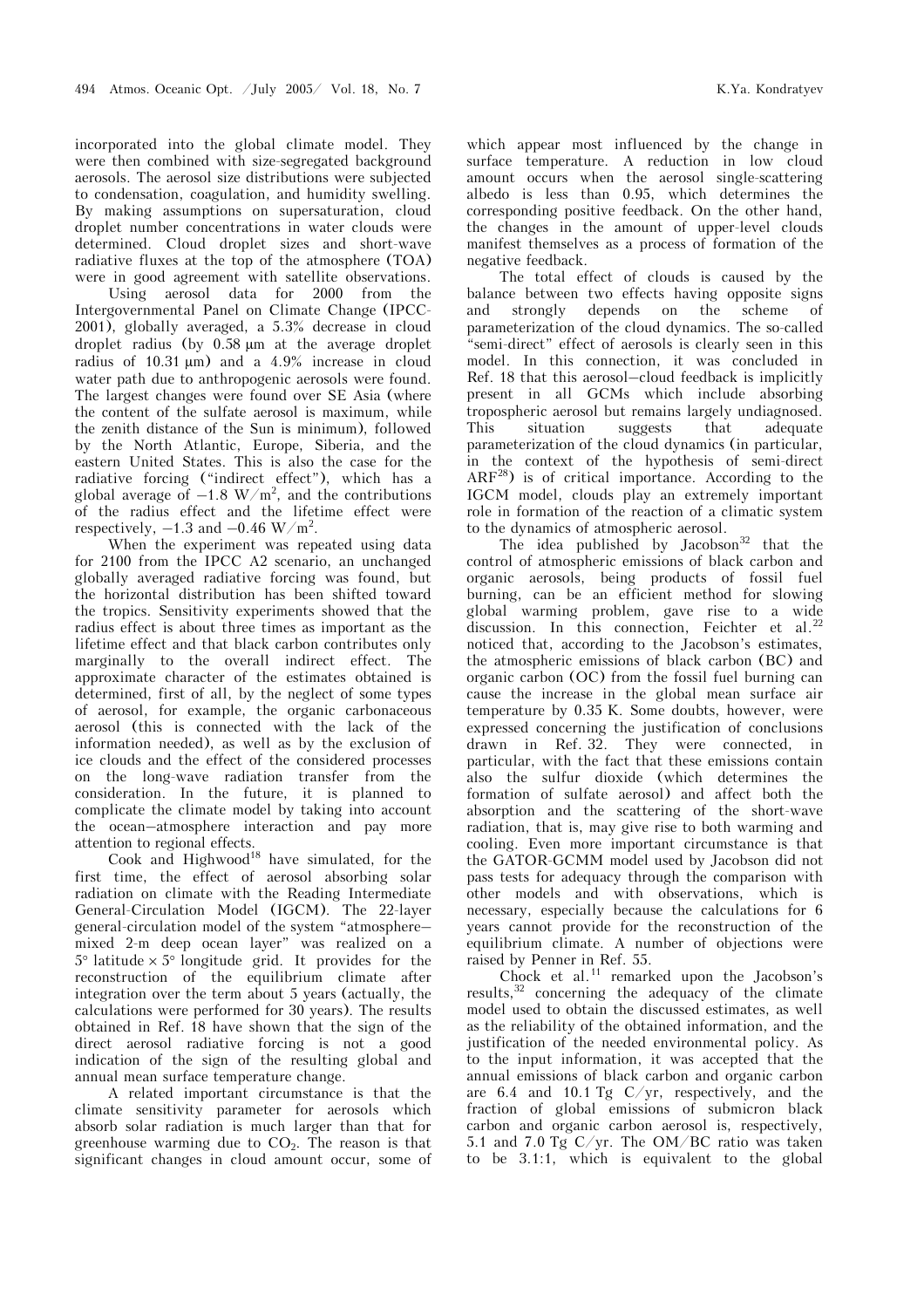incorporated into the global climate model. They were then combined with size-segregated background aerosols. The aerosol size distributions were subjected to condensation, coagulation, and humidity swelling. By making assumptions on supersaturation, cloud droplet number concentrations in water clouds were determined. Cloud droplet sizes and short-wave radiative fluxes at the top of the atmosphere (TOA) were in good agreement with satellite observations.

Using aerosol data for 2000 from the Intergovernmental Panel on Climate Change (IPCC-2001), globally averaged, a 5.3% decrease in cloud droplet radius (by 0.58 μm at the average droplet radius of 10.31 μm) and a 4.9% increase in cloud water path due to anthropogenic aerosols were found. The largest changes were found over SE Asia (where the content of the sulfate aerosol is maximum, while the zenith distance of the Sun is minimum), followed by the North Atlantic, Europe, Siberia, and the eastern United States. This is also the case for the radiative forcing ("indirect effect"), which has a global average of $-1.8$ W/m$^2$, and the contributions of the radius effect and the lifetime effect were respectively, $-1.3$ and $-0.46$ W/m$^2$.

When the experiment was repeated using data for 2100 from the IPCC A2 scenario, an unchanged globally averaged radiative forcing was found, but the horizontal distribution has been shifted toward the tropics. Sensitivity experiments showed that the radius effect is about three times as important as the lifetime effect and that black carbon contributes only marginally to the overall indirect effect. The approximate character of the estimates obtained is determined, first of all, by the neglect of some types of aerosol, for example, the organic carbonaceous aerosol (this is connected with the lack of the information needed), as well as by the exclusion of ice clouds and the effect of the considered processes on the long-wave radiation transfer from the consideration. In the future, it is planned to complicate the climate model by taking into account the ocean–atmosphere interaction and pay more attention to regional effects.

Cook and Highwood[18] have simulated, for the first time, the effect of aerosol absorbing solar radiation on climate with the Reading Intermediate General-Circulation Model (IGCM). The 22-layer general-circulation model of the system "atmosphere–mixed 2-m deep ocean layer" was realized on a 5° latitude × 5° longitude grid. It provides for the reconstruction of the equilibrium climate after integration over the term about 5 years (actually, the calculations were performed for 30 years). The results obtained in Ref. 18 have shown that the sign of the direct aerosol radiative forcing is not a good indication of the sign of the resulting global and annual mean surface temperature change.

A related important circumstance is that the climate sensitivity parameter for aerosols which absorb solar radiation is much larger than that for greenhouse warming due to $CO_2$. The reason is that significant changes in cloud amount occur, some of which appear most influenced by the change in surface temperature. A reduction in low cloud amount occurs when the aerosol single-scattering albedo is less than 0.95, which determines the corresponding positive feedback. On the other hand, the changes in the amount of upper-level clouds manifest themselves as a process of formation of the negative feedback.

The total effect of clouds is caused by the balance between two effects having opposite signs and strongly depends on the scheme of parameterization of the cloud dynamics. The so-called "semi-direct" effect of aerosols is clearly seen in this model. In this connection, it was concluded in Ref. 18 that this aerosol–cloud feedback is implicitly present in all GCMs which include absorbing tropospheric aerosol but remains largely undiagnosed. This situation suggests that adequate parameterization of the cloud dynamics (in particular, in the context of the hypothesis of semi-direct ARF[28]) is of critical importance. According to the IGCM model, clouds play an extremely important role in formation of the reaction of a climatic system to the dynamics of atmospheric aerosol.

The idea published by Jacobson[32] that the control of atmospheric emissions of black carbon and organic aerosols, being products of fossil fuel burning, can be an efficient method for slowing global warming problem, gave rise to a wide discussion. In this connection, Feichter et al.[22] noticed that, according to the Jacobson's estimates, the atmospheric emissions of black carbon (BC) and organic carbon (OC) from the fossil fuel burning can cause the increase in the global mean surface air temperature by 0.35 K. Some doubts, however, were expressed concerning the justification of conclusions drawn in Ref. 32. They were connected, in particular, with the fact that these emissions contain also the sulfur dioxide (which determines the formation of sulfate aerosol) and affect both the absorption and the scattering of the short-wave radiation, that is, may give rise to both warming and cooling. Even more important circumstance is that the GATOR-GCMM model used by Jacobson did not pass tests for adequacy through the comparison with other models and with observations, which is necessary, especially because the calculations for 6 years cannot provide for the reconstruction of the equilibrium climate. A number of objections were raised by Penner in Ref. 55.

Chock et al.[11] remarked upon the Jacobson's results,[32] concerning the adequacy of the climate model used to obtain the discussed estimates, as well as the reliability of the obtained information, and the justification of the needed environmental policy. As to the input information, it was accepted that the annual emissions of black carbon and organic carbon are 6.4 and 10.1 Tg C/yr, respectively, and the fraction of global emissions of submicron black carbon and organic carbon aerosol is, respectively, 5.1 and 7.0 Tg C/yr. The OM/BC ratio was taken to be 3.1:1, which is equivalent to the global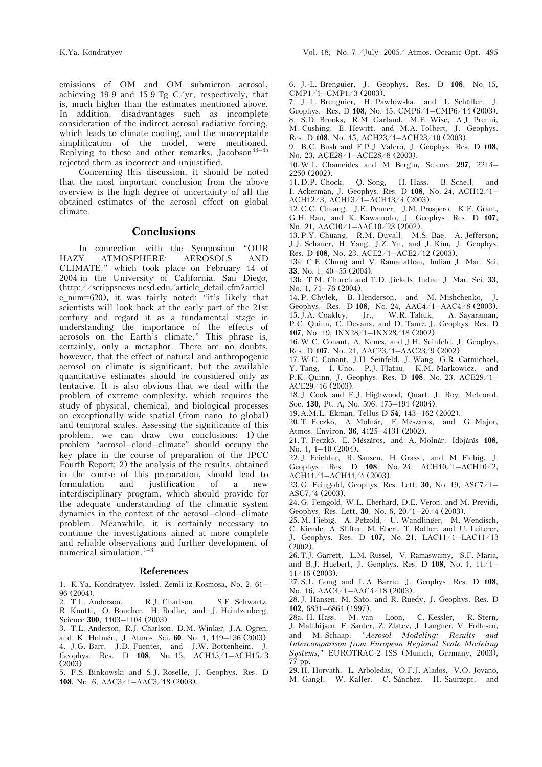emissions of OM and OM submicron aerosol, achieving 19.9 and 15.9 Tg C/yr, respectively, that is, much higher than the estimates mentioned above. In addition, disadvantages such as incomplete consideration of the indirect aerosol radiative forcing, which leads to climate cooling, and the unacceptable simplification of the model, were mentioned. Replying to these and other remarks, Jacobson[33–35] rejected them as incorrect and unjustified.

Concerning this discussion, it should be noted that the most important conclusion from the above overview is the high degree of uncertainty of all the obtained estimates of the aerosol effect on global climate.

## Conclusions

In connection with the Symposium "OUR HAZY ATMOSPHERE: AEROSOLS AND CLIMATE," which took place on February 14 of 2004 in the University of California, San Diego, (http://scrippsnews.ucsd.edu/article_detail.cfm?article_num=620), it was fairly noted: "it's likely that scientists will look back at the early part of the 21st century and regard it as a fundamental stage in understanding the importance of the effects of aerosols on the Earth's climate." This phrase is, certainly, only a metaphor. There are no doubts, however, that the effect of natural and anthropogenic aerosol on climate is significant, but the available quantitative estimates should be considered only as tentative. It is also obvious that we deal with the problem of extreme complexity, which requires the study of physical, chemical, and biological processes on exceptionally wide spatial (from nano- to global) and temporal scales. Assessing the significance of this problem, we can draw two conclusions: 1) the problem "aerosol–cloud–climate" should occupy the key place in the course of preparation of the IPCC Fourth Report; 2) the analysis of the results, obtained in the course of this preparation, should lead to formulation and justification of a new interdisciplinary program, which should provide for the adequate understanding of the climatic system dynamics in the context of the aerosol–cloud–climate problem. Meanwhile, it is certainly necessary to continue the investigations aimed at more complete and reliable observations and further development of numerical simulation.[1–3]

### References

1. K.Ya. Kondratyev, Issled. Zemli iz Kosmosa, No. 2, 61–96 (2004).
2. T.L. Anderson, R.J. Charlson, S.E. Schwartz, R. Knutti, O. Boucher, H. Rodhe, and J. Heintzenberg, Science **300**, 1103–1104 (2003).
3. T.L. Anderson, R.J. Charlson, D.M. Winker, J.A. Ogren, and K. Holmén, J. Atmos. Sci. **60**, No. 1, 119–136 (2003).
4. J.G. Barr, J.D. Fuentes, and J.W. Bottenheim, J. Geophys. Res. D **108**, No. 15, ACH15/1–ACH15/3 (2003).
5. F.S. Binkowski and S.J. Roselle, J. Geophys. Res. D **108**, No. 6, AAC3/1–AAC3/18 (2003).
6. J.-L. Brenguier, J. Geophys. Res. D **108**, No. 15, CMP1/1–CMP1/3 (2003).
7. J.-L. Brenguier, H. Pawlowska, and L. Schüller, J. Geophys. Res. D **108**, No. 15, CMP6/1–CMP6/14 (2003).
8. S.D. Brooks, R.M. Garland, M.E. Wise, A.J. Prenni, M. Cushing, E. Hewitt, and M.A. Tolbert, J. Geophys. Res. D **108**, No. 15, ACH23/1–ACH23/10 (2003).
9. B.C. Bush and F.P.J. Valero, J. Geophys. Res. D **108**, No. 23, ACE28/1–ACE28/8 (2003).
10. W.L. Chameides and M. Bergin, Science **297**, 2214–2250 (2002).
11. D.P. Chock, Q. Song, H. Hass, B. Schell, and I. Ackerman, J. Geophys. Res. D **108**, No. 24, ACH12/1–ACH12/3; ACH13/1–ACH13/4 (2003).
12. C.C. Chuang, J.E. Penner, J.M. Prospero, K.E. Grant, G.H. Rau, and K. Kawamoto, J. Geophys. Res. D **107**, No. 21, AAC10/1–AAC10/23 (2002).
13. P.Y. Chuang, R.M. Duvall, M.S. Bae, A. Jefferson, J.J. Schauer, H. Yang, J.Z. Yu, and J. Kim, J. Geophys. Res. D **108**, No. 23, ACE2/1–ACE2/12 (2003).

13a. C.E. Chung and V. Ramanathan, Indian J. Mar. Sci. **33**, No. 1, 40–55 (2004).

13b. T.M. Church and T.D. Jickells, Indian J. Mar. Sci. **33**, No. 1, 71–76 (2004).

14. P. Chylek, B. Henderson, and M. Mishchenko, J. Geophys. Res. D **108**, No. 24, AAC4/1–AAC4/8 (2003).
15. J.A. Coakley, Jr., W.R. Tahuk, A. Sayaraman, P.C. Quinn, C. Devaux, and D. Tanré, J. Geophys. Res. D **107**, No. 19, INX28/1–INX28/18 (2002).
16. W.C. Conant, A. Nenes, and J.H. Seinfeld, J. Geophys. Res. D **107**, No. 21, AAC23/1–AAC23/9 (2002).
17. W.C. Conant, J.H. Seinfeld, J. Wang, G.R. Carmichael, Y. Tang, I. Uno, P.J. Flatau, K.M. Markowicz, and P.K. Quinn, J. Geophys. Res. D **108**, No. 23, ACE29/1–ACE29/16 (2003).
18. J. Cook and E.J. Highwood, Quart. J. Roy. Meteorol. Soc. **130**, Pt. A, No. 596, 175–191 (2004).
19. A.M.L. Ekman, Tellus D **54**, 143–162 (2002).
20. T. Feczkó, A. Molnár, E. Mészáros, and G. Major, Atmos. Environ. **36**, 4125–4131 (2002).
21. T. Feczkó, E. Mészáros, and A. Molnár, Időjárás **108**, No. 1, 1–10 (2004).
22. J. Feichter, R. Sausen, H. Grassl, and M. Fiebig, J. Geophys. Res. D **108**, No. 24, ACH10/1–ACH10/2, ACH11/1–ACH11/4 (2003).
23. G. Feingold, Geophys. Res. Lett. **30**, No. 19, ASC7/1–ASC7/4 (2003).
24. G. Feingold, W.L. Eberhard, D.E. Veron, and M. Previdi, Geophys. Res. Lett. **30**, No. 6, 20/1–20/4 (2003).
25. M. Fiebig, A. Petzold, U. Wandlinger, M. Wendisch, C. Kiemle, A. Stifter, M. Ebert, T. Rother, and U. Leiterer, J. Geophys. Res. D **107**, No. 21, LAC11/1–LAC11/13 (2002).
26. T.J. Garrett, L.M. Russel, V. Ramaswamy, S.F. Maria, and B.J. Huebert, J. Geophys. Res. D **108**, No. 1, 11/1–11/16 (2003).
27. S.L. Gong and L.A. Barrie, J. Geophys. Res. D **108**, No. 16, AAC4/1–AAC4/18 (2003).
28. J. Hansen, M. Sato, and R. Ruedy, J. Geophys. Res. D **102**, 6831–6864 (1997).

28a. H. Hass, M. van Loon, C. Kessler, R. Stern, J. Matthijsen, F. Sauter, Z. Zlatev, J. Langner, V. Foltescu, and M. Schaap, "*Aerosol Modeling: Results and Intercomparison from European Regional Scale Modeling Systems*," EUROTRAC-2 ISS (Munich, Germany, 2003), 77 pp.

29. H. Horvath, L. Arboledas, O.F.J. Alados, V.O. Jovano, M. Gangl, W. Kaller, C. Sánchez, H. Saurzepf, and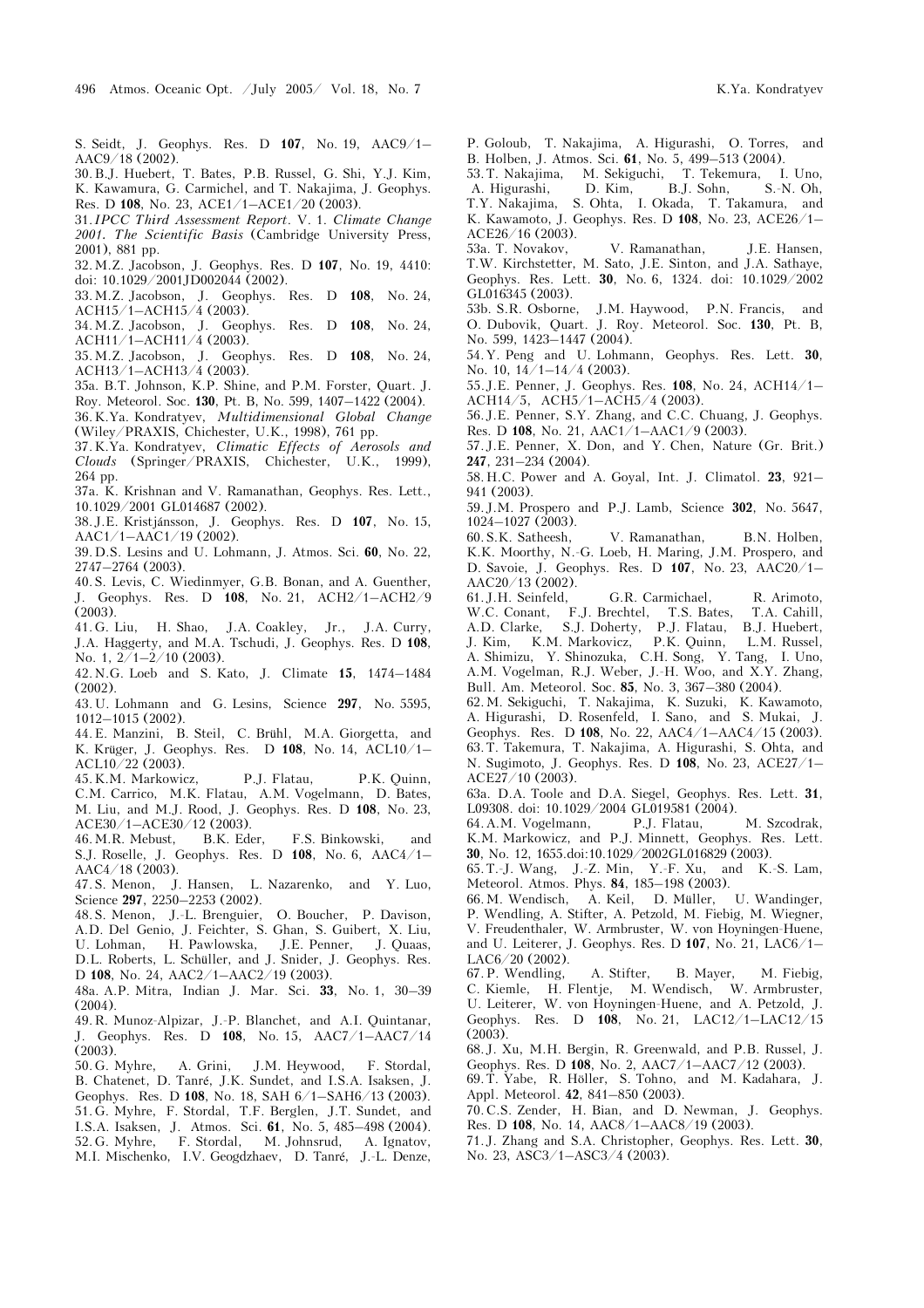S. Seidt, J. Geophys. Res. D **107**, No. 19, AAC9/1–AAC9/18 (2002).

30. B.J. Huebert, T. Bates, P.B. Russel, G. Shi, Y.J. Kim, K. Kawamura, G. Carmichel, and T. Nakajima, J. Geophys. Res. D **108**, No. 23, ACE1/1–ACE1/20 (2003).

31. *IPCC Third Assessment Report*. V. 1. *Climate Change 2001. The Scientific Basis* (Cambridge University Press, 2001), 881 pp.

32. M.Z. Jacobson, J. Geophys. Res. D **107**, No. 19, 4410: doi: 10.1029/2001JD002044 (2002).

33. M.Z. Jacobson, J. Geophys. Res. D **108**, No. 24, ACH15/1–ACH15/4 (2003).

34. M.Z. Jacobson, J. Geophys. Res. D **108**, No. 24, ACH11/1–ACH11/4 (2003).

35. M.Z. Jacobson, J. Geophys. Res. D **108**, No. 24, ACH13/1–ACH13/4 (2003).

35a. B.T. Johnson, K.P. Shine, and P.M. Forster, Quart. J. Roy. Meteorol. Soc. **130**, Pt. B, No. 599, 1407–1422 (2004).

36. K.Ya. Kondratyev, *Multidimensional Global Change* (Wiley/PRAXIS, Chichester, U.K., 1998), 761 pp.

37. K.Ya. Kondratyev, *Climatic Effects of Aerosols and Clouds* (Springer/PRAXIS, Chichester, U.K., 1999), 264 pp.

37a. K. Krishnan and V. Ramanathan, Geophys. Res. Lett., 10.1029/2001 GL014687 (2002).

38. J.E. Kristjánsson, J. Geophys. Res. D **107**, No. 15, AAC1/1–AAC1/19 (2002).

39. D.S. Lesins and U. Lohmann, J. Atmos. Sci. **60**, No. 22, 2747–2764 (2003).

40. S. Levis, C. Wiedinmyer, G.B. Bonan, and A. Guenther, J. Geophys. Res. D **108**, No. 21, ACH2/1–ACH2/9 (2003).

41. G. Liu, H. Shao, J.A. Coakley, Jr., J.A. Curry, J.A. Haggerty, and M.A. Tschudi, J. Geophys. Res. D **108**, No. 1, 2/1–2/10 (2003).

42. N.G. Loeb and S. Kato, J. Climate **15**, 1474–1484 (2002).

43. U. Lohmann and G. Lesins, Science **297**, No. 5595, 1012–1015 (2002).

44. E. Manzini, B. Steil, C. Brühl, M.A. Giorgetta, and K. Krüger, J. Geophys. Res. D **108**, No. 14, ACL10/1–ACL10/22 (2003).

45. K.M. Markowicz, P.J. Flatau, P.K. Quinn, C.M. Carrico, M.K. Flatau, A.M. Vogelmann, D. Bates, M. Liu, and M.J. Rood, J. Geophys. Res. D **108**, No. 23, ACE30/1–ACE30/12 (2003).

46. M.R. Mebust, B.K. Eder, F.S. Binkowski, and S.J. Roselle, J. Geophys. Res. D **108**, No. 6, AAC4/1–AAC4/18 (2003).

47. S. Menon, J. Hansen, L. Nazarenko, and Y. Luo, Science **297**, 2250–2253 (2002).

48. S. Menon, J.-L. Brenguier, O. Boucher, P. Davison, A.D. Del Genio, J. Feichter, S. Ghan, S. Guibert, X. Liu, U. Lohman, H. Pawlowska, J.E. Penner, J. Quaas, D.L. Roberts, L. Schüller, and J. Snider, J. Geophys. Res. D **108**, No. 24, AAC2/1–AAC2/19 (2003).

48a. A.P. Mitra, Indian J. Mar. Sci. **33**, No. 1, 30–39 (2004).

49. R. Munoz-Alpizar, J.-P. Blanchet, and A.I. Quintanar, J. Geophys. Res. D **108**, No. 15, AAC7/1–AAC7/14 (2003).

50. G. Myhre, A. Grini, J.M. Heywood, F. Stordal, B. Chatenet, D. Tanré, J.K. Sundet, and I.S.A. Isaksen, J. Geophys. Res. D **108**, No. 18, SAH 6/1–SAH6/13 (2003).

51. G. Myhre, F. Stordal, T.F. Berglen, J.T. Sundet, and I.S.A. Isaksen, J. Atmos. Sci. **61**, No. 5, 485–498 (2004).

52. G. Myhre, F. Stordal, M. Johnsrud, A. Ignatov, M.I. Mischenko, I.V. Geogdzhaev, D. Tanré, J.-L. Denze, P. Goloub, T. Nakajima, A. Higurashi, O. Torres, and B. Holben, J. Atmos. Sci. **61**, No. 5, 499–513 (2004).

53. T. Nakajima, M. Sekiguchi, T. Tekemura, I. Uno, A. Higurashi, D. Kim, B.J. Sohn, S.-N. Oh, T.Y. Nakajima, S. Ohta, I. Okada, T. Takamura, and K. Kawamoto, J. Geophys. Res. D **108**, No. 23, ACE26/1–ACE26/16 (2003).

53a. T. Novakov, V. Ramanathan, J.E. Hansen, T.W. Kirchstetter, M. Sato, J.E. Sinton, and J.A. Sathaye, Geophys. Res. Lett. **30**, No. 6, 1324. doi: 10.1029/2002 GL016345 (2003).

53b. S.R. Osborne, J.M. Haywood, P.N. Francis, and O. Dubovik, Quart. J. Roy. Meteorol. Soc. **130**, Pt. B, No. 599, 1423–1447 (2004).

54. Y. Peng and U. Lohmann, Geophys. Res. Lett. **30**, No. 10, 14/1–14/4 (2003).

55. J.E. Penner, J. Geophys. Res. **108**, No. 24, ACH14/1–ACH14/5, ACH5/1–ACH5/4 (2003).

56. J.E. Penner, S.Y. Zhang, and C.C. Chuang, J. Geophys. Res. D **108**, No. 21, AAC1/1–AAC1/9 (2003).

57. J.E. Penner, X. Don, and Y. Chen, Nature (Gr. Brit.) **247**, 231–234 (2004).

58. H.C. Power and A. Goyal, Int. J. Climatol. **23**, 921–941 (2003).

59. J.M. Prospero and P.J. Lamb, Science **302**, No. 5647, 1024–1027 (2003).

60. S.K. Satheesh, V. Ramanathan, B.N. Holben, K.K. Moorthy, N.-G. Loeb, H. Maring, J.M. Prospero, and D. Savoie, J. Geophys. Res. D **107**, No. 23, AAC20/1–AAC20/13 (2002).

61. J.H. Seinfeld, G.R. Carmichael, R. Arimoto, W.C. Conant, F.J. Brechtel, T.S. Bates, T.A. Cahill, A.D. Clarke, S.J. Doherty, P.J. Flatau, B.J. Huebert, J. Kim, K.M. Markovicz, P.K. Quinn, L.M. Russel, A. Shimizu, Y. Shinozuka, C.H. Song, Y. Tang, I. Uno, A.M. Vogelman, R.J. Weber, J.-H. Woo, and X.Y. Zhang, Bull. Am. Meteorol. Soc. **85**, No. 3, 367–380 (2004).

62. M. Sekiguchi, T. Nakajima, K. Suzuki, K. Kawamoto, A. Higurashi, D. Rosenfeld, I. Sano, and S. Mukai, J. Geophys. Res. D **108**, No. 22, AAC4/1–AAC4/15 (2003).

63. T. Takemura, T. Nakajima, A. Higurashi, S. Ohta, and N. Sugimoto, J. Geophys. Res. D **108**, No. 23, ACE27/1–ACE27/10 (2003).

63a. D.A. Toole and D.A. Siegel, Geophys. Res. Lett. **31**, L09308. doi: 10.1029/2004 GL019581 (2004).

64. A.M. Vogelmann, P.J. Flatau, M. Szcodrak, K.M. Markowicz, and P.J. Minnett, Geophys. Res. Lett. **30**, No. 12, 1655.doi:10.1029/2002GL016829 (2003).

65. T.-J. Wang, J.-Z. Min, Y.-F. Xu, and K.-S. Lam, Meteorol. Atmos. Phys. **84**, 185–198 (2003).

66. M. Wendisch, A. Keil, D. Müller, U. Wandinger, P. Wendling, A. Stifter, A. Petzold, M. Fiebig, M. Wiegner, V. Freudenthaler, W. Armbruster, W. von Hoyningen-Huene, and U. Leiterer, J. Geophys. Res. D **107**, No. 21, LAC6/1–LAC6/20 (2002).

67. P. Wendling, A. Stifter, B. Mayer, M. Fiebig, C. Kiemle, H. Flentje, M. Wendisch, W. Armbruster, U. Leiterer, W. von Hoyningen-Huene, and A. Petzold, J. Geophys. Res. D **108**, No. 21, LAC12/1–LAC12/15 (2003).

68. J. Xu, M.H. Bergin, R. Greenwald, and P.B. Russel, J. Geophys. Res. D **108**, No. 2, AAC7/1–AAC7/12 (2003).

69. T. Yabe, R. Höller, S. Tohno, and M. Kadahara, J. Appl. Meteorol. **42**, 841–850 (2003).

70. C.S. Zender, H. Bian, and D. Newman, J. Geophys. Res. D **108**, No. 14, AAC8/1–AAC8/19 (2003).

71. J. Zhang and S.A. Christopher, Geophys. Res. Lett. **30**, No. 23, ASC3/1–ASC3/4 (2003).